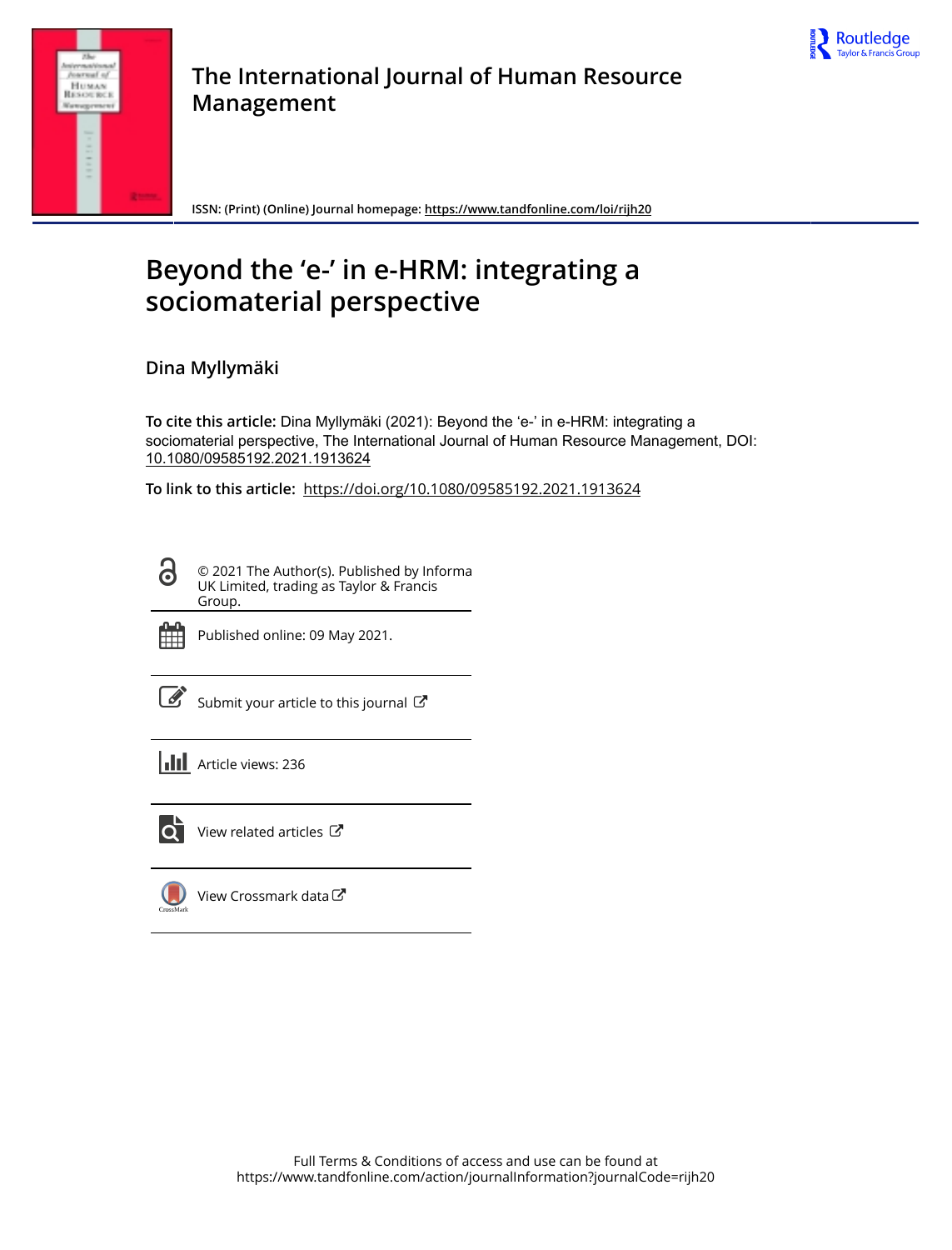The International Journal of Human Resource Management

ISSN: (Print) (Online) Journal homepage: https://www.tandfonline.com/loi/rijh20

# Beyond the 'e-' in e-HRM: integrating a sociomaterial perspective

Dina Myllymäki

**To cite this article:** Dina Myllymäki (2021): Beyond the 'e-' in e-HRM: integrating a sociomaterial perspective, The International Journal of Human Resource Management, DOI: 10.1080/09585192.2021.1913624

**To link to this article:** https://doi.org/10.1080/09585192.2021.1913624

© 2021 The Author(s). Published by Informa UK Limited, trading as Taylor & Francis Group.

Published online: 09 May 2021.

Submit your article to this journal

Article views: 236

View related articles

View Crossmark data

Full Terms & Conditions of access and use can be found at
https://www.tandfonline.com/action/journalInformation?journalCode=rijh20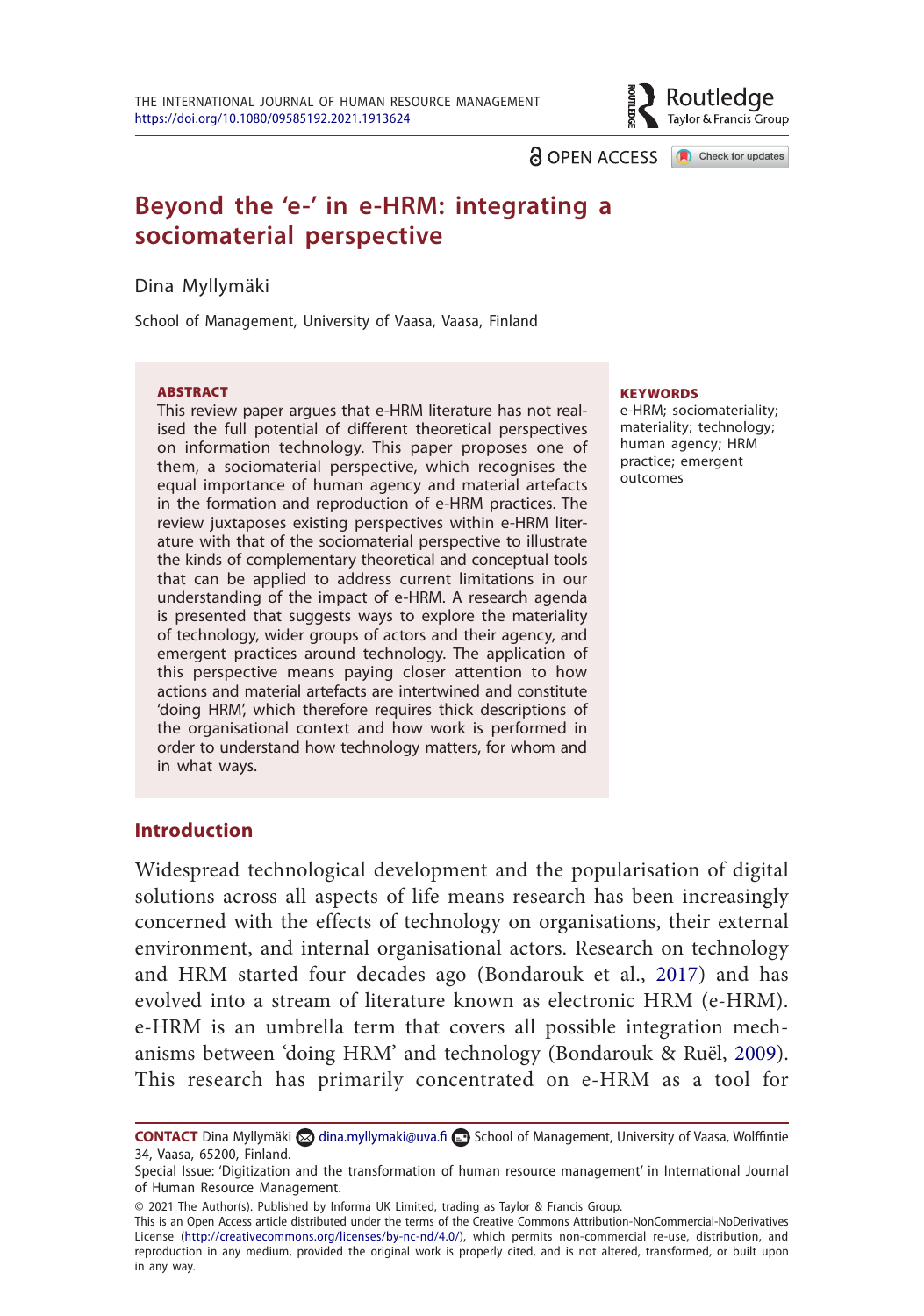# Beyond the 'e-' in e-HRM: integrating a sociomaterial perspective

Dina Myllymäki

School of Management, University of Vaasa, Vaasa, Finland

**ABSTRACT**

This review paper argues that e-HRM literature has not realised the full potential of different theoretical perspectives on information technology. This paper proposes one of them, a sociomaterial perspective, which recognises the equal importance of human agency and material artefacts in the formation and reproduction of e-HRM practices. The review juxtaposes existing perspectives within e-HRM literature with that of the sociomaterial perspective to illustrate the kinds of complementary theoretical and conceptual tools that can be applied to address current limitations in our understanding of the impact of e-HRM. A research agenda is presented that suggests ways to explore the materiality of technology, wider groups of actors and their agency, and emergent practices around technology. The application of this perspective means paying closer attention to how actions and material artefacts are intertwined and constitute 'doing HRM', which therefore requires thick descriptions of the organisational context and how work is performed in order to understand how technology matters, for whom and in what ways.

**KEYWORDS**

e-HRM; sociomateriality; materiality; technology; human agency; HRM practice; emergent outcomes

## Introduction

Widespread technological development and the popularisation of digital solutions across all aspects of life means research has been increasingly concerned with the effects of technology on organisations, their external environment, and internal organisational actors. Research on technology and HRM started four decades ago (Bondarouk et al., 2017) and has evolved into a stream of literature known as electronic HRM (e-HRM). e-HRM is an umbrella term that covers all possible integration mechanisms between 'doing HRM' and technology (Bondarouk & Ruël, 2009). This research has primarily concentrated on e-HRM as a tool for

---

**CONTACT** Dina Myllymäki dina.myllymaki@uva.fi School of Management, University of Vaasa, Wolffintie 34, Vaasa, 65200, Finland.

Special Issue: 'Digitization and the transformation of human resource management' in International Journal of Human Resource Management.

© 2021 The Author(s). Published by Informa UK Limited, trading as Taylor & Francis Group.

This is an Open Access article distributed under the terms of the Creative Commons Attribution-NonCommercial-NoDerivatives License (http://creativecommons.org/licenses/by-nc-nd/4.0/), which permits non-commercial re-use, distribution, and reproduction in any medium, provided the original work is properly cited, and is not altered, transformed, or built upon in any way.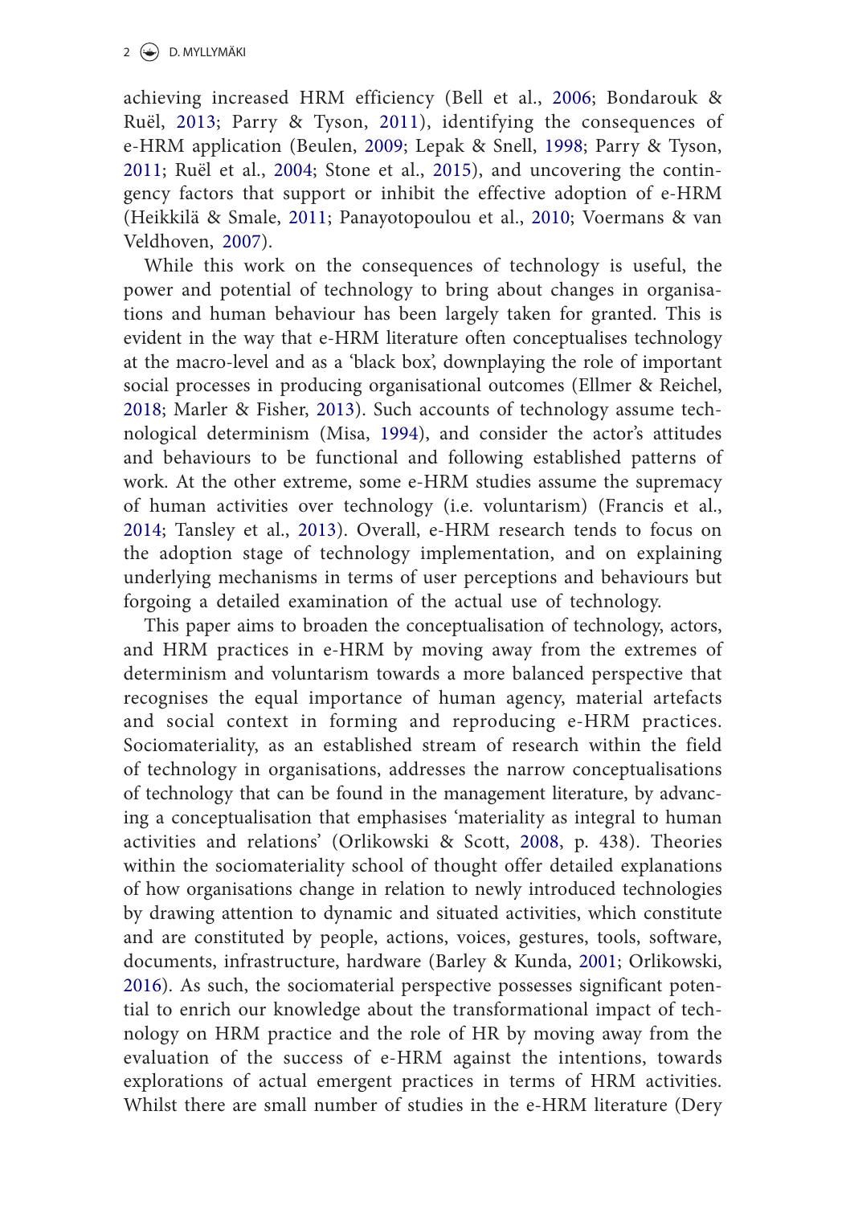achieving increased HRM efficiency (Bell et al., 2006; Bondarouk & Ruël, 2013; Parry & Tyson, 2011), identifying the consequences of e-HRM application (Beulen, 2009; Lepak & Snell, 1998; Parry & Tyson, 2011; Ruël et al., 2004; Stone et al., 2015), and uncovering the contingency factors that support or inhibit the effective adoption of e-HRM (Heikkilä & Smale, 2011; Panayotopoulou et al., 2010; Voermans & van Veldhoven, 2007).

While this work on the consequences of technology is useful, the power and potential of technology to bring about changes in organisations and human behaviour has been largely taken for granted. This is evident in the way that e-HRM literature often conceptualises technology at the macro-level and as a 'black box', downplaying the role of important social processes in producing organisational outcomes (Ellmer & Reichel, 2018; Marler & Fisher, 2013). Such accounts of technology assume technological determinism (Misa, 1994), and consider the actor's attitudes and behaviours to be functional and following established patterns of work. At the other extreme, some e-HRM studies assume the supremacy of human activities over technology (i.e. voluntarism) (Francis et al., 2014; Tansley et al., 2013). Overall, e-HRM research tends to focus on the adoption stage of technology implementation, and on explaining underlying mechanisms in terms of user perceptions and behaviours but forgoing a detailed examination of the actual use of technology.

This paper aims to broaden the conceptualisation of technology, actors, and HRM practices in e-HRM by moving away from the extremes of determinism and voluntarism towards a more balanced perspective that recognises the equal importance of human agency, material artefacts and social context in forming and reproducing e-HRM practices. Sociomateriality, as an established stream of research within the field of technology in organisations, addresses the narrow conceptualisations of technology that can be found in the management literature, by advancing a conceptualisation that emphasises 'materiality as integral to human activities and relations' (Orlikowski & Scott, 2008, p. 438). Theories within the sociomateriality school of thought offer detailed explanations of how organisations change in relation to newly introduced technologies by drawing attention to dynamic and situated activities, which constitute and are constituted by people, actions, voices, gestures, tools, software, documents, infrastructure, hardware (Barley & Kunda, 2001; Orlikowski, 2016). As such, the sociomaterial perspective possesses significant potential to enrich our knowledge about the transformational impact of technology on HRM practice and the role of HR by moving away from the evaluation of the success of e-HRM against the intentions, towards explorations of actual emergent practices in terms of HRM activities. Whilst there are small number of studies in the e-HRM literature (Dery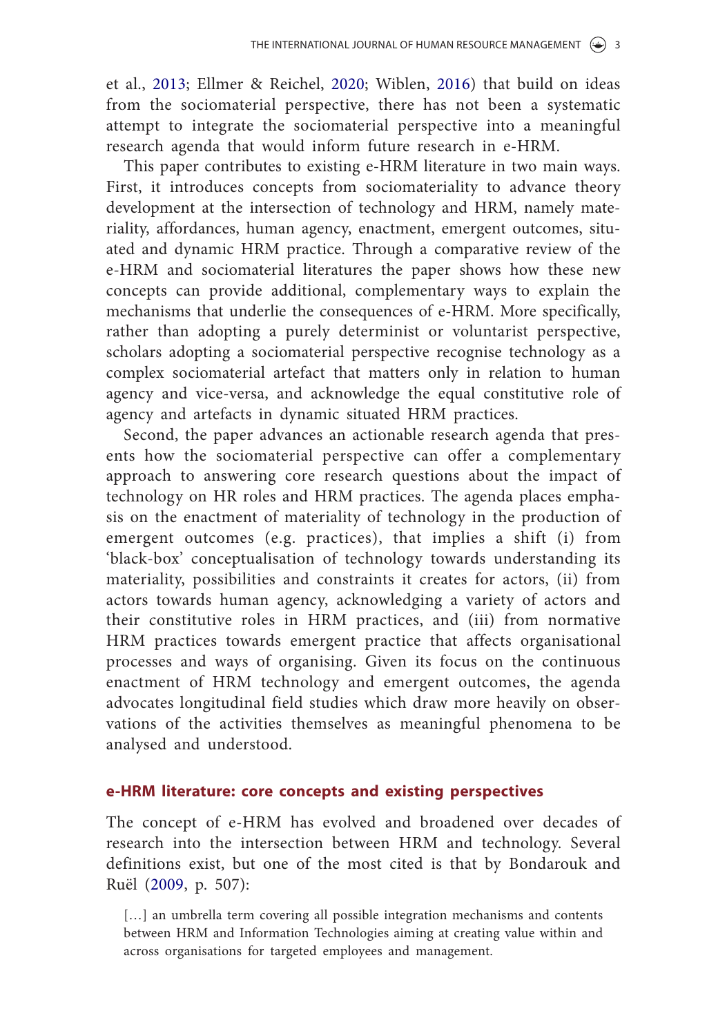et al., 2013; Ellmer & Reichel, 2020; Wiblen, 2016) that build on ideas from the sociomaterial perspective, there has not been a systematic attempt to integrate the sociomaterial perspective into a meaningful research agenda that would inform future research in e-HRM.

This paper contributes to existing e-HRM literature in two main ways. First, it introduces concepts from sociomateriality to advance theory development at the intersection of technology and HRM, namely materiality, affordances, human agency, enactment, emergent outcomes, situated and dynamic HRM practice. Through a comparative review of the e-HRM and sociomaterial literatures the paper shows how these new concepts can provide additional, complementary ways to explain the mechanisms that underlie the consequences of e-HRM. More specifically, rather than adopting a purely determinist or voluntarist perspective, scholars adopting a sociomaterial perspective recognise technology as a complex sociomaterial artefact that matters only in relation to human agency and vice-versa, and acknowledge the equal constitutive role of agency and artefacts in dynamic situated HRM practices.

Second, the paper advances an actionable research agenda that presents how the sociomaterial perspective can offer a complementary approach to answering core research questions about the impact of technology on HR roles and HRM practices. The agenda places emphasis on the enactment of materiality of technology in the production of emergent outcomes (e.g. practices), that implies a shift (i) from 'black-box' conceptualisation of technology towards understanding its materiality, possibilities and constraints it creates for actors, (ii) from actors towards human agency, acknowledging a variety of actors and their constitutive roles in HRM practices, and (iii) from normative HRM practices towards emergent practice that affects organisational processes and ways of organising. Given its focus on the continuous enactment of HRM technology and emergent outcomes, the agenda advocates longitudinal field studies which draw more heavily on observations of the activities themselves as meaningful phenomena to be analysed and understood.

## e-HRM literature: core concepts and existing perspectives

The concept of e-HRM has evolved and broadened over decades of research into the intersection between HRM and technology. Several definitions exist, but one of the most cited is that by Bondarouk and Ruël (2009, p. 507):

> […] an umbrella term covering all possible integration mechanisms and contents between HRM and Information Technologies aiming at creating value within and across organisations for targeted employees and management.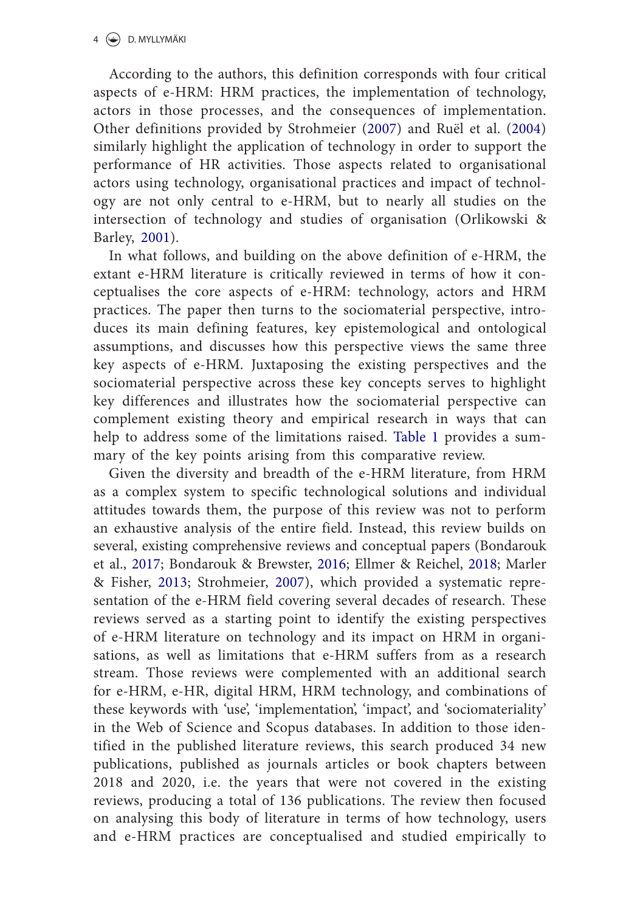According to the authors, this definition corresponds with four critical aspects of e-HRM: HRM practices, the implementation of technology, actors in those processes, and the consequences of implementation. Other definitions provided by Strohmeier (2007) and Ruël et al. (2004) similarly highlight the application of technology in order to support the performance of HR activities. Those aspects related to organisational actors using technology, organisational practices and impact of technology are not only central to e-HRM, but to nearly all studies on the intersection of technology and studies of organisation (Orlikowski & Barley, 2001).

In what follows, and building on the above definition of e-HRM, the extant e-HRM literature is critically reviewed in terms of how it conceptualises the core aspects of e-HRM: technology, actors and HRM practices. The paper then turns to the sociomaterial perspective, introduces its main defining features, key epistemological and ontological assumptions, and discusses how this perspective views the same three key aspects of e-HRM. Juxtaposing the existing perspectives and the sociomaterial perspective across these key concepts serves to highlight key differences and illustrates how the sociomaterial perspective can complement existing theory and empirical research in ways that can help to address some of the limitations raised. Table 1 provides a summary of the key points arising from this comparative review.

Given the diversity and breadth of the e-HRM literature, from HRM as a complex system to specific technological solutions and individual attitudes towards them, the purpose of this review was not to perform an exhaustive analysis of the entire field. Instead, this review builds on several, existing comprehensive reviews and conceptual papers (Bondarouk et al., 2017; Bondarouk & Brewster, 2016; Ellmer & Reichel, 2018; Marler & Fisher, 2013; Strohmeier, 2007), which provided a systematic representation of the e-HRM field covering several decades of research. These reviews served as a starting point to identify the existing perspectives of e-HRM literature on technology and its impact on HRM in organisations, as well as limitations that e-HRM suffers from as a research stream. Those reviews were complemented with an additional search for e-HRM, e-HR, digital HRM, HRM technology, and combinations of these keywords with 'use', 'implementation', 'impact', and 'sociomateriality' in the Web of Science and Scopus databases. In addition to those identified in the published literature reviews, this search produced 34 new publications, published as journals articles or book chapters between 2018 and 2020, i.e. the years that were not covered in the existing reviews, producing a total of 136 publications. The review then focused on analysing this body of literature in terms of how technology, users and e-HRM practices are conceptualised and studied empirically to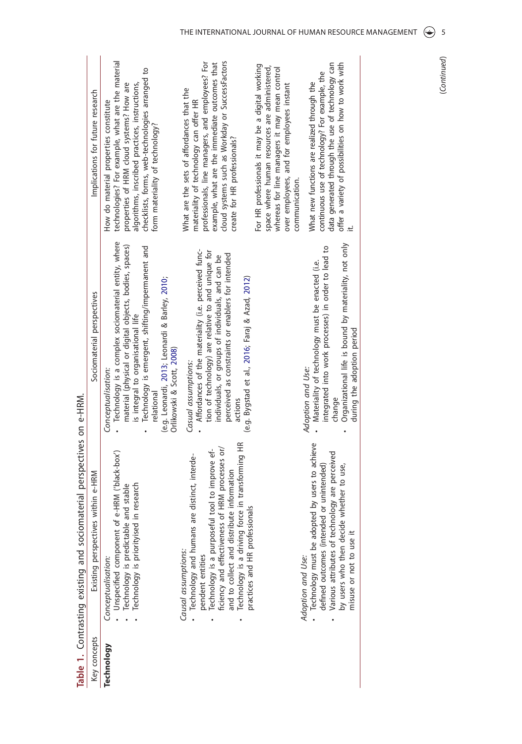**Table 1.** Contrasting existing and sociomaterial perspectives on e-HRM.

| Key concepts | Existing perspectives within e-HRM | Sociomaterial perspectives | Implications for future research |
|---|---|---|---|
| **Technology** | *Conceptualisation:*<br>• Unspecified component of e-HRM ('black-box')<br>• Technology is predictable and stable<br>• Technology is prioritised in research | *Conceptualisation:*<br>• Technology is a complex sociomaterial entity, where material (physical or digital objects, bodies, spaces) is integral to organisational life<br>• Technology is emergent, shifting/impermanent and relational<br>(e.g. Leonardi, 2013; Leonardi & Barley, 2010; Orlikowski & Scott, 2008) | How do material properties constitute technologies? For example, what are the material properties of HRM cloud systems? How are algorithms, inscribed practices, instructions, checklists, forms, web-technologies arranged to form materiality of technology? |
| | *Causal assumptions:*<br>• Technology and humans are distinct, interdependent entities<br>• Technology is a purposeful tool to improve efficiency and effectiveness of HRM processes or/and to collect and distribute information<br>• Technology is a driving force in transforming HR practices and HR professionals | *Casual assumptions:*<br>• Affordances of the materiality (i.e. perceived function of technology) are relative to and unique for individuals, or groups of individuals, and can be perceived as constraints or enablers for intended actions<br>(e.g. Bygstad et al., 2016; Faraj & Azad, 2012) | What are the sets of affordances that the materiality of technology can offer HR professionals, line managers, and employees? For example, what are the immediate outcomes that cloud systems such as Workday or SuccessFactors create for HR professionals?<br><br>For HR professionals it may be a digital working space where human resources are administered, whereas for line managers it may mean control over employees, and for employees instant communication. |
| | *Adoption and Use:*<br>• Technology must be adopted by users to achieve defined outcomes (intended or unintended)<br>• Various attributes of technology are perceived by users who then decide whether to use, misuse or not to use it | *Adoption and Use:*<br>• Materiality of technology must be enacted (i.e. integrated into work processes) in order to lead to change<br>• Organizational life is bound by materiality, not only during the adoption period | What new functions are realized through the continuous use of technology? For example, the data generated through the use of technology can offer a variety of possibilities on how to work with it. |

(*Continued*)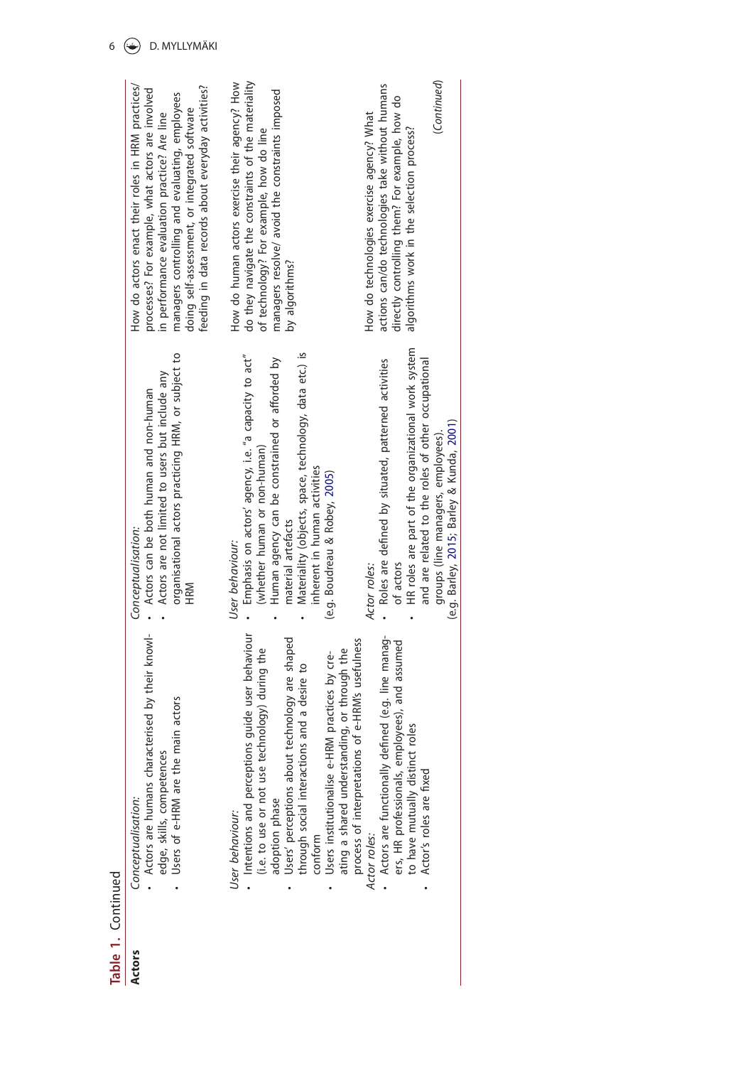**Table 1.** Continued

| | | | |
|---|---|---|---|
| **Actors** | *Conceptualisation:*<br>• Actors are humans characterised by their knowledge, skills, competences<br>• Users of e-HRM are the main actors | *Conceptualisation:*<br>• Actors can be both human and non-human<br>• Actors are not limited to users but include any organisational actors practicing HRM, or subject to HRM | How do actors enact their roles in HRM practices/ processes? For example, what actors are involved in performance evaluation practice? Are line managers controlling and evaluating, employees doing self-assessment, or integrated software feeding in data records about everyday activities? |
| | *User behaviour:*<br>• Intentions and perceptions guide user behaviour (i.e. to use or not use technology) during the adoption phase<br>• Users' perceptions about technology are shaped through social interactions and a desire to conform<br>• Users institutionalise e-HRM practices by creating a shared understanding, or through the process of interpretations of e-HRM's usefulness | *User behaviour:*<br>• Emphasis on actors' agency, i.e. "a capacity to act" (whether human or non-human)<br>• Human agency can be constrained or afforded by material artefacts<br>• Materiality (objects, space, technology, data etc.) is inherent in human activities<br>(e.g. Boudreau & Robey, 2005) | How do human actors exercise their agency? How do they navigate the constraints of the materiality of technology? For example, how do line managers resolve/ avoid the constraints imposed by algorithms? |
| | *Actor roles:*<br>• Actors are functionally defined (e.g. line managers, HR professionals, employees), and assumed to have mutually distinct roles<br>• Actor's roles are fixed | *Actor roles:*<br>• Roles are defined by situated, patterned activities of actors<br>• HR roles are part of the organizational work system and are related to the roles of other occupational groups (line managers, employees).<br>(e.g. Barley, 2015; Barley & Kunda, 2001) | How do technologies exercise agency? What actions can/do technologies take without humans directly controlling them? For example, how do algorithms work in the selection process? |

(*Continued*)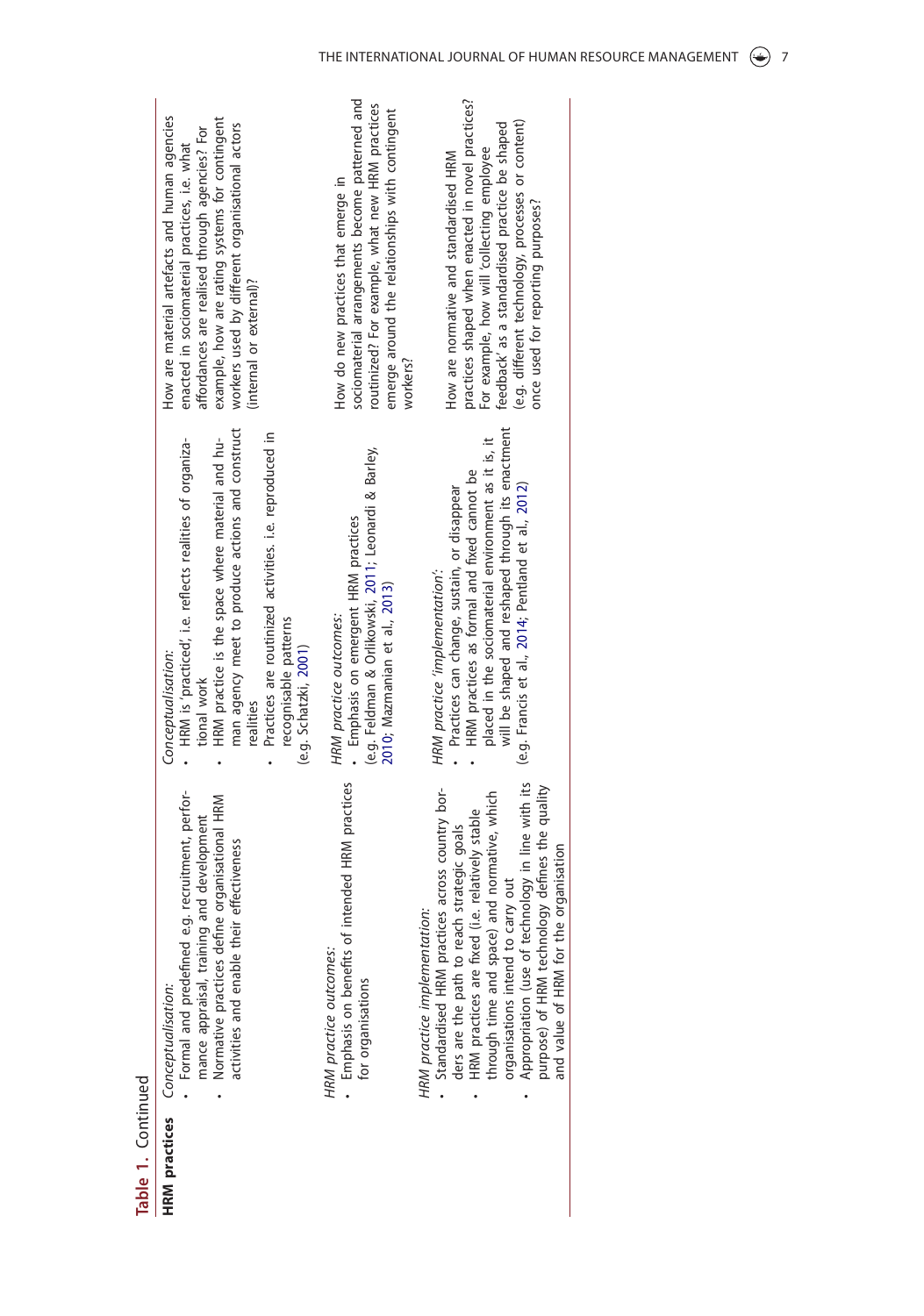**Table 1.** Continued

| | | | |
|---|---|---|---|
| **HRM practices** | *Conceptualisation:*<br>• Formal and predefined e.g. recruitment, performance appraisal, training and development<br>• Normative practices define organisational HRM activities and enable their effectiveness | *Conceptualisation:*<br>• HRM is 'practiced'; i.e. reflects realities of organizational work<br>• HRM practice is the space where material and human agency meet to produce actions and construct realities<br>• Practices are routinized activities. i.e. reproduced in recognisable patterns<br>(e.g. Schatzki, 2001) | How are material artefacts and human agencies enacted in sociomaterial practices, i.e. what affordances are realised through agencies? For example, how are rating systems for contingent workers used by different organisational actors (internal or external)? |
| | *HRM practice outcomes:*<br>• Emphasis on benefits of intended HRM practices for organisations | *HRM practice outcomes:*<br>• Emphasis on emergent HRM practices<br>(e.g. Feldman & Orlikowski, 2011; Leonardi & Barley, 2010; Mazmanian et al., 2013) | How do new practices that emerge in sociomaterial arrangements become patterned and routinized? For example, what new HRM practices emerge around the relationships with contingent workers? |
| | *HRM practice implementation:*<br>• Standardised HRM practices across country borders are the path to reach strategic goals<br>• HRM practices are fixed (i.e. relatively stable through time and space) and normative, which organisations intend to carry out<br>• Appropriation (use of technology in line with its purpose) of HRM technology defines the quality and value of HRM for the organisation | *HRM practice 'implementation':*<br>• Practices can change, sustain, or disappear<br>• HRM practices as formal and fixed cannot be placed in the sociomaterial environment as it is, it will be shaped and reshaped through its enactment<br>(e.g. Francis et al., 2014; Pentland et al., 2012) | How are normative and standardised HRM practices shaped when enacted in novel practices? For example, how will 'collecting employee feedback' as a standardised practice be shaped (e.g. different technology, processes or content) once used for reporting purposes? |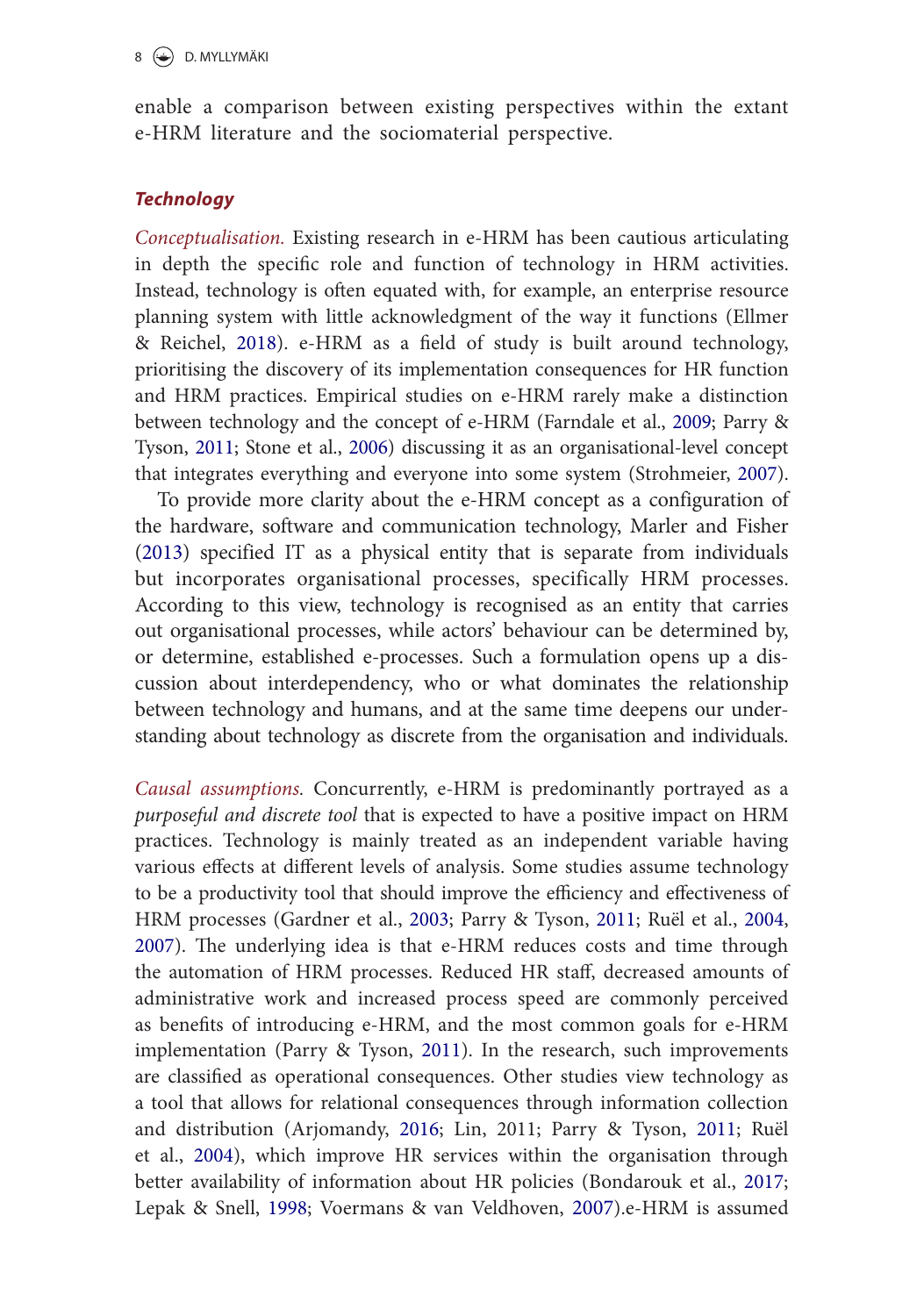enable a comparison between existing perspectives within the extant e-HRM literature and the sociomaterial perspective.

### Technology

*Conceptualisation.* Existing research in e-HRM has been cautious articulating in depth the specific role and function of technology in HRM activities. Instead, technology is often equated with, for example, an enterprise resource planning system with little acknowledgment of the way it functions (Ellmer & Reichel, 2018). e-HRM as a field of study is built around technology, prioritising the discovery of its implementation consequences for HR function and HRM practices. Empirical studies on e-HRM rarely make a distinction between technology and the concept of e-HRM (Farndale et al., 2009; Parry & Tyson, 2011; Stone et al., 2006) discussing it as an organisational-level concept that integrates everything and everyone into some system (Strohmeier, 2007).

To provide more clarity about the e-HRM concept as a configuration of the hardware, software and communication technology, Marler and Fisher (2013) specified IT as a physical entity that is separate from individuals but incorporates organisational processes, specifically HRM processes. According to this view, technology is recognised as an entity that carries out organisational processes, while actors' behaviour can be determined by, or determine, established e-processes. Such a formulation opens up a discussion about interdependency, who or what dominates the relationship between technology and humans, and at the same time deepens our understanding about technology as discrete from the organisation and individuals.

*Causal assumptions.* Concurrently, e-HRM is predominantly portrayed as a *purposeful and discrete tool* that is expected to have a positive impact on HRM practices. Technology is mainly treated as an independent variable having various effects at different levels of analysis. Some studies assume technology to be a productivity tool that should improve the efficiency and effectiveness of HRM processes (Gardner et al., 2003; Parry & Tyson, 2011; Ruël et al., 2004, 2007). The underlying idea is that e-HRM reduces costs and time through the automation of HRM processes. Reduced HR staff, decreased amounts of administrative work and increased process speed are commonly perceived as benefits of introducing e-HRM, and the most common goals for e-HRM implementation (Parry & Tyson, 2011). In the research, such improvements are classified as operational consequences. Other studies view technology as a tool that allows for relational consequences through information collection and distribution (Arjomandy, 2016; Lin, 2011; Parry & Tyson, 2011; Ruël et al., 2004), which improve HR services within the organisation through better availability of information about HR policies (Bondarouk et al., 2017; Lepak & Snell, 1998; Voermans & van Veldhoven, 2007).e-HRM is assumed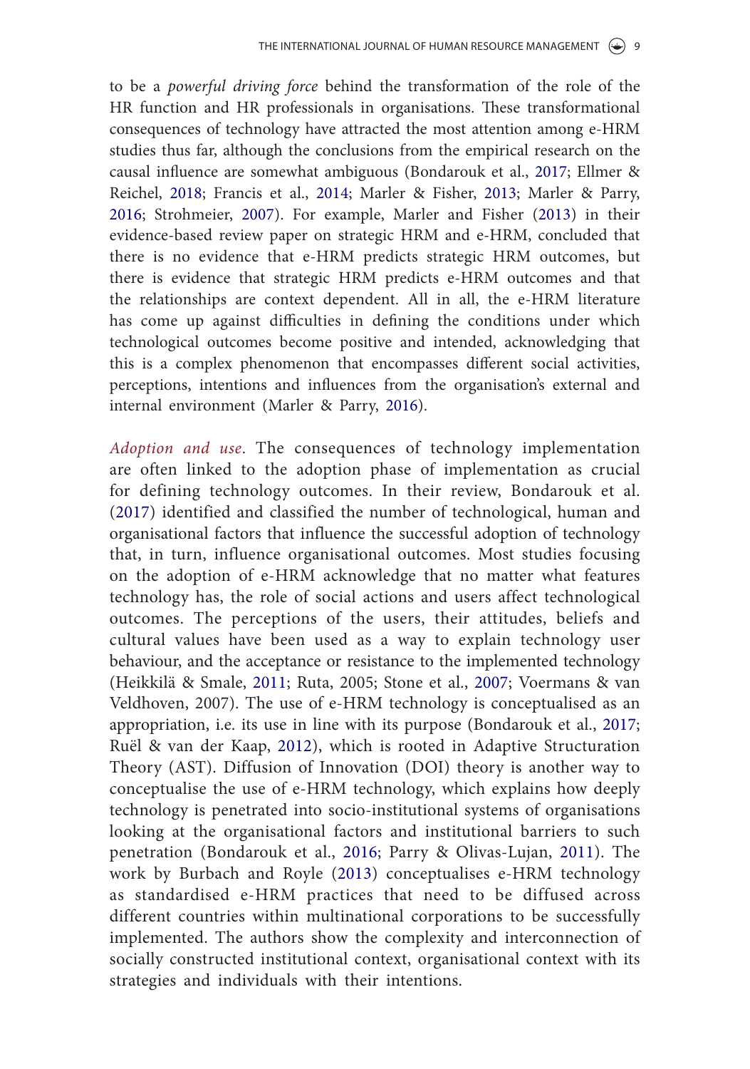to be a *powerful driving force* behind the transformation of the role of the HR function and HR professionals in organisations. These transformational consequences of technology have attracted the most attention among e-HRM studies thus far, although the conclusions from the empirical research on the causal influence are somewhat ambiguous (Bondarouk et al., 2017; Ellmer & Reichel, 2018; Francis et al., 2014; Marler & Fisher, 2013; Marler & Parry, 2016; Strohmeier, 2007). For example, Marler and Fisher (2013) in their evidence-based review paper on strategic HRM and e-HRM, concluded that there is no evidence that e-HRM predicts strategic HRM outcomes, but there is evidence that strategic HRM predicts e-HRM outcomes and that the relationships are context dependent. All in all, the e-HRM literature has come up against difficulties in defining the conditions under which technological outcomes become positive and intended, acknowledging that this is a complex phenomenon that encompasses different social activities, perceptions, intentions and influences from the organisation's external and internal environment (Marler & Parry, 2016).

*Adoption and use*. The consequences of technology implementation are often linked to the adoption phase of implementation as crucial for defining technology outcomes. In their review, Bondarouk et al. (2017) identified and classified the number of technological, human and organisational factors that influence the successful adoption of technology that, in turn, influence organisational outcomes. Most studies focusing on the adoption of e-HRM acknowledge that no matter what features technology has, the role of social actions and users affect technological outcomes. The perceptions of the users, their attitudes, beliefs and cultural values have been used as a way to explain technology user behaviour, and the acceptance or resistance to the implemented technology (Heikkilä & Smale, 2011; Ruta, 2005; Stone et al., 2007; Voermans & van Veldhoven, 2007). The use of e-HRM technology is conceptualised as an appropriation, i.e. its use in line with its purpose (Bondarouk et al., 2017; Ruël & van der Kaap, 2012), which is rooted in Adaptive Structuration Theory (AST). Diffusion of Innovation (DOI) theory is another way to conceptualise the use of e-HRM technology, which explains how deeply technology is penetrated into socio-institutional systems of organisations looking at the organisational factors and institutional barriers to such penetration (Bondarouk et al., 2016; Parry & Olivas-Lujan, 2011). The work by Burbach and Royle (2013) conceptualises e-HRM technology as standardised e-HRM practices that need to be diffused across different countries within multinational corporations to be successfully implemented. The authors show the complexity and interconnection of socially constructed institutional context, organisational context with its strategies and individuals with their intentions.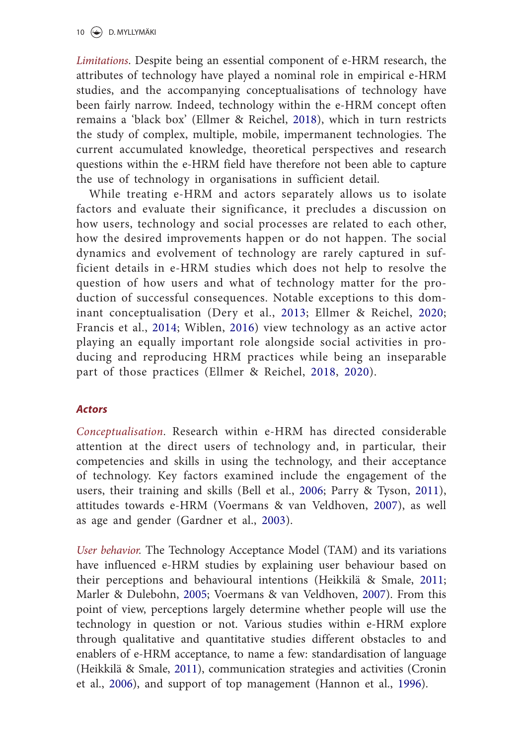*Limitations*. Despite being an essential component of e-HRM research, the attributes of technology have played a nominal role in empirical e-HRM studies, and the accompanying conceptualisations of technology have been fairly narrow. Indeed, technology within the e-HRM concept often remains a 'black box' (Ellmer & Reichel, 2018), which in turn restricts the study of complex, multiple, mobile, impermanent technologies. The current accumulated knowledge, theoretical perspectives and research questions within the e-HRM field have therefore not been able to capture the use of technology in organisations in sufficient detail.

While treating e-HRM and actors separately allows us to isolate factors and evaluate their significance, it precludes a discussion on how users, technology and social processes are related to each other, how the desired improvements happen or do not happen. The social dynamics and evolvement of technology are rarely captured in sufficient details in e-HRM studies which does not help to resolve the question of how users and what of technology matter for the production of successful consequences. Notable exceptions to this dominant conceptualisation (Dery et al., 2013; Ellmer & Reichel, 2020; Francis et al., 2014; Wiblen, 2016) view technology as an active actor playing an equally important role alongside social activities in producing and reproducing HRM practices while being an inseparable part of those practices (Ellmer & Reichel, 2018, 2020).

### ***Actors***

*Conceptualisation*. Research within e-HRM has directed considerable attention at the direct users of technology and, in particular, their competencies and skills in using the technology, and their acceptance of technology. Key factors examined include the engagement of the users, their training and skills (Bell et al., 2006; Parry & Tyson, 2011), attitudes towards e-HRM (Voermans & van Veldhoven, 2007), as well as age and gender (Gardner et al., 2003).

*User behavior.* The Technology Acceptance Model (TAM) and its variations have influenced e-HRM studies by explaining user behaviour based on their perceptions and behavioural intentions (Heikkilä & Smale, 2011; Marler & Dulebohn, 2005; Voermans & van Veldhoven, 2007). From this point of view, perceptions largely determine whether people will use the technology in question or not. Various studies within e-HRM explore through qualitative and quantitative studies different obstacles to and enablers of e-HRM acceptance, to name a few: standardisation of language (Heikkilä & Smale, 2011), communication strategies and activities (Cronin et al., 2006), and support of top management (Hannon et al., 1996).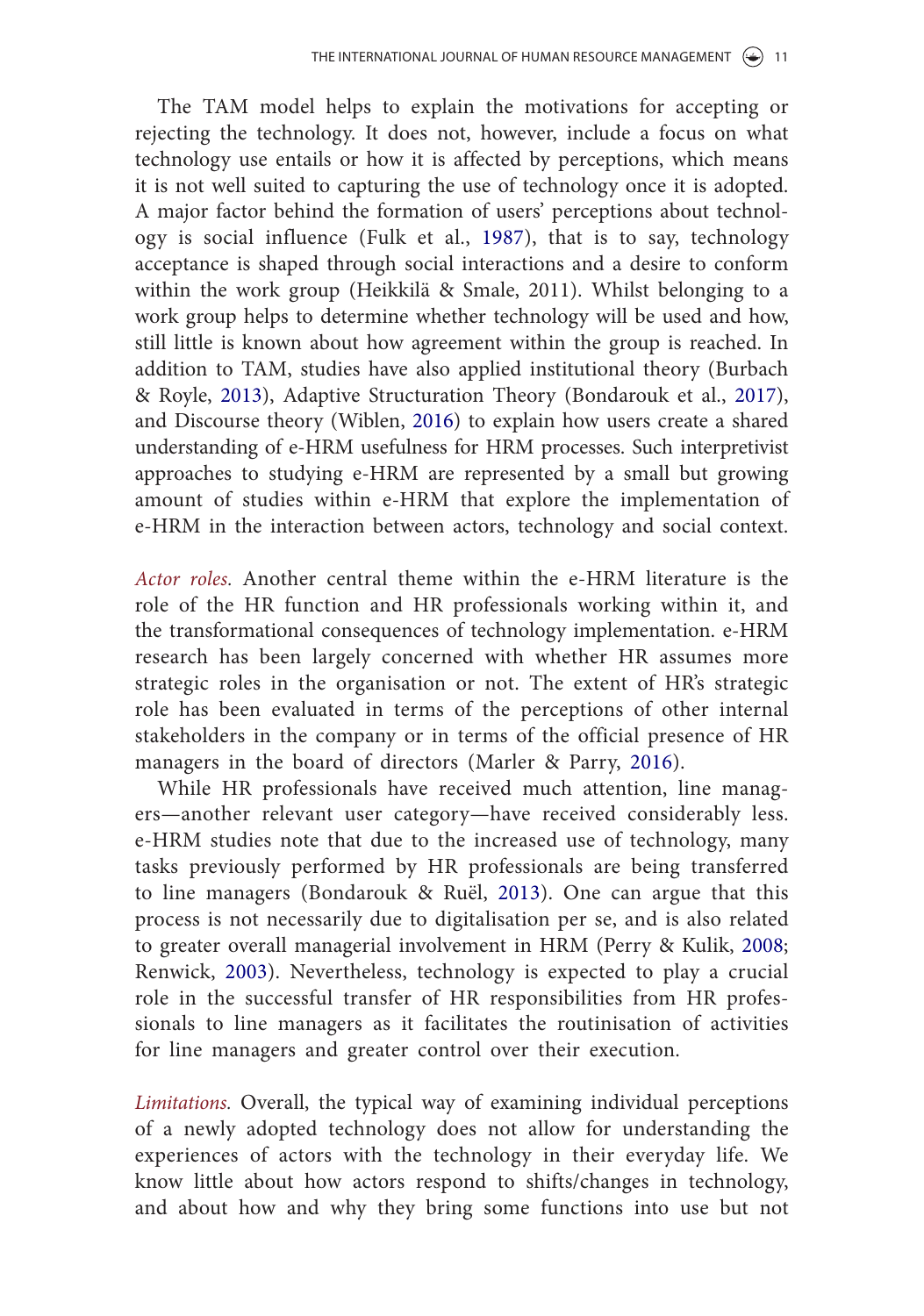The TAM model helps to explain the motivations for accepting or rejecting the technology. It does not, however, include a focus on what technology use entails or how it is affected by perceptions, which means it is not well suited to capturing the use of technology once it is adopted. A major factor behind the formation of users' perceptions about technology is social influence (Fulk et al., 1987), that is to say, technology acceptance is shaped through social interactions and a desire to conform within the work group (Heikkilä & Smale, 2011). Whilst belonging to a work group helps to determine whether technology will be used and how, still little is known about how agreement within the group is reached. In addition to TAM, studies have also applied institutional theory (Burbach & Royle, 2013), Adaptive Structuration Theory (Bondarouk et al., 2017), and Discourse theory (Wiblen, 2016) to explain how users create a shared understanding of e-HRM usefulness for HRM processes. Such interpretivist approaches to studying e-HRM are represented by a small but growing amount of studies within e-HRM that explore the implementation of e-HRM in the interaction between actors, technology and social context.

*Actor roles.* Another central theme within the e-HRM literature is the role of the HR function and HR professionals working within it, and the transformational consequences of technology implementation. e-HRM research has been largely concerned with whether HR assumes more strategic roles in the organisation or not. The extent of HR's strategic role has been evaluated in terms of the perceptions of other internal stakeholders in the company or in terms of the official presence of HR managers in the board of directors (Marler & Parry, 2016).

While HR professionals have received much attention, line managers—another relevant user category—have received considerably less. e-HRM studies note that due to the increased use of technology, many tasks previously performed by HR professionals are being transferred to line managers (Bondarouk & Ruël, 2013). One can argue that this process is not necessarily due to digitalisation per se, and is also related to greater overall managerial involvement in HRM (Perry & Kulik, 2008; Renwick, 2003). Nevertheless, technology is expected to play a crucial role in the successful transfer of HR responsibilities from HR professionals to line managers as it facilitates the routinisation of activities for line managers and greater control over their execution.

*Limitations.* Overall, the typical way of examining individual perceptions of a newly adopted technology does not allow for understanding the experiences of actors with the technology in their everyday life. We know little about how actors respond to shifts/changes in technology, and about how and why they bring some functions into use but not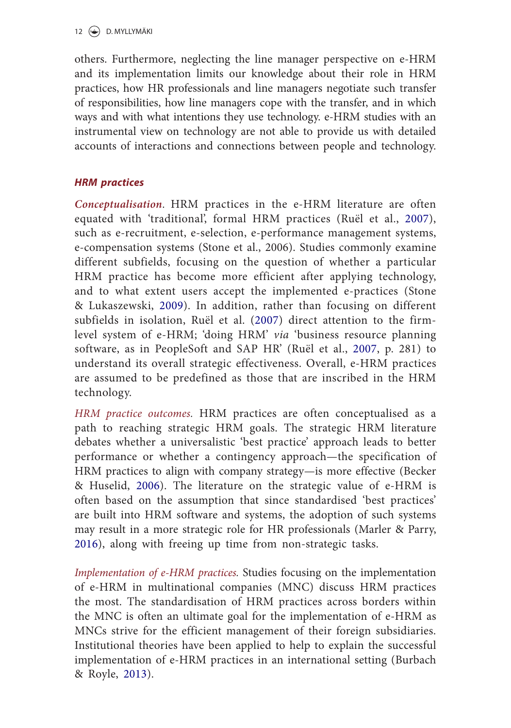others. Furthermore, neglecting the line manager perspective on e-HRM and its implementation limits our knowledge about their role in HRM practices, how HR professionals and line managers negotiate such transfer of responsibilities, how line managers cope with the transfer, and in which ways and with what intentions they use technology. e-HRM studies with an instrumental view on technology are not able to provide us with detailed accounts of interactions and connections between people and technology.

### *HRM practices*

***Conceptualisation***. HRM practices in the e-HRM literature are often equated with 'traditional', formal HRM practices (Ruël et al., 2007), such as e-recruitment, e-selection, e-performance management systems, e-compensation systems (Stone et al., 2006). Studies commonly examine different subfields, focusing on the question of whether a particular HRM practice has become more efficient after applying technology, and to what extent users accept the implemented e-practices (Stone & Lukaszewski, 2009). In addition, rather than focusing on different subfields in isolation, Ruël et al. (2007) direct attention to the firm-level system of e-HRM; 'doing HRM' *via* 'business resource planning software, as in PeopleSoft and SAP HR' (Ruël et al., 2007, p. 281) to understand its overall strategic effectiveness. Overall, e-HRM practices are assumed to be predefined as those that are inscribed in the HRM technology.

*HRM practice outcomes*. HRM practices are often conceptualised as a path to reaching strategic HRM goals. The strategic HRM literature debates whether a universalistic 'best practice' approach leads to better performance or whether a contingency approach—the specification of HRM practices to align with company strategy—is more effective (Becker & Huselid, 2006). The literature on the strategic value of e-HRM is often based on the assumption that since standardised 'best practices' are built into HRM software and systems, the adoption of such systems may result in a more strategic role for HR professionals (Marler & Parry, 2016), along with freeing up time from non-strategic tasks.

*Implementation of e-HRM practices*. Studies focusing on the implementation of e-HRM in multinational companies (MNC) discuss HRM practices the most. The standardisation of HRM practices across borders within the MNC is often an ultimate goal for the implementation of e-HRM as MNCs strive for the efficient management of their foreign subsidiaries. Institutional theories have been applied to help to explain the successful implementation of e-HRM practices in an international setting (Burbach & Royle, 2013).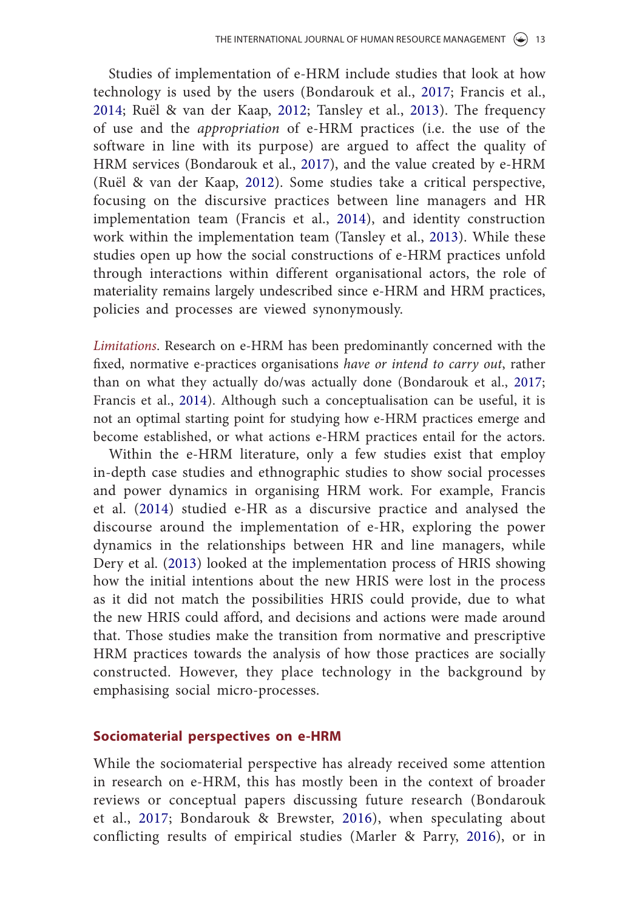Studies of implementation of e-HRM include studies that look at how technology is used by the users (Bondarouk et al., 2017; Francis et al., 2014; Ruël & van der Kaap, 2012; Tansley et al., 2013). The frequency of use and the *appropriation* of e-HRM practices (i.e. the use of the software in line with its purpose) are argued to affect the quality of HRM services (Bondarouk et al., 2017), and the value created by e-HRM (Ruël & van der Kaap, 2012). Some studies take a critical perspective, focusing on the discursive practices between line managers and HR implementation team (Francis et al., 2014), and identity construction work within the implementation team (Tansley et al., 2013). While these studies open up how the social constructions of e-HRM practices unfold through interactions within different organisational actors, the role of materiality remains largely undescribed since e-HRM and HRM practices, policies and processes are viewed synonymously.

*Limitations*. Research on e-HRM has been predominantly concerned with the fixed, normative e-practices organisations *have or intend to carry out*, rather than on what they actually do/was actually done (Bondarouk et al., 2017; Francis et al., 2014). Although such a conceptualisation can be useful, it is not an optimal starting point for studying how e-HRM practices emerge and become established, or what actions e-HRM practices entail for the actors.

Within the e-HRM literature, only a few studies exist that employ in-depth case studies and ethnographic studies to show social processes and power dynamics in organising HRM work. For example, Francis et al. (2014) studied e-HR as a discursive practice and analysed the discourse around the implementation of e-HR, exploring the power dynamics in the relationships between HR and line managers, while Dery et al. (2013) looked at the implementation process of HRIS showing how the initial intentions about the new HRIS were lost in the process as it did not match the possibilities HRIS could provide, due to what the new HRIS could afford, and decisions and actions were made around that. Those studies make the transition from normative and prescriptive HRM practices towards the analysis of how those practices are socially constructed. However, they place technology in the background by emphasising social micro-processes.

## Sociomaterial perspectives on e-HRM

While the sociomaterial perspective has already received some attention in research on e-HRM, this has mostly been in the context of broader reviews or conceptual papers discussing future research (Bondarouk et al., 2017; Bondarouk & Brewster, 2016), when speculating about conflicting results of empirical studies (Marler & Parry, 2016), or in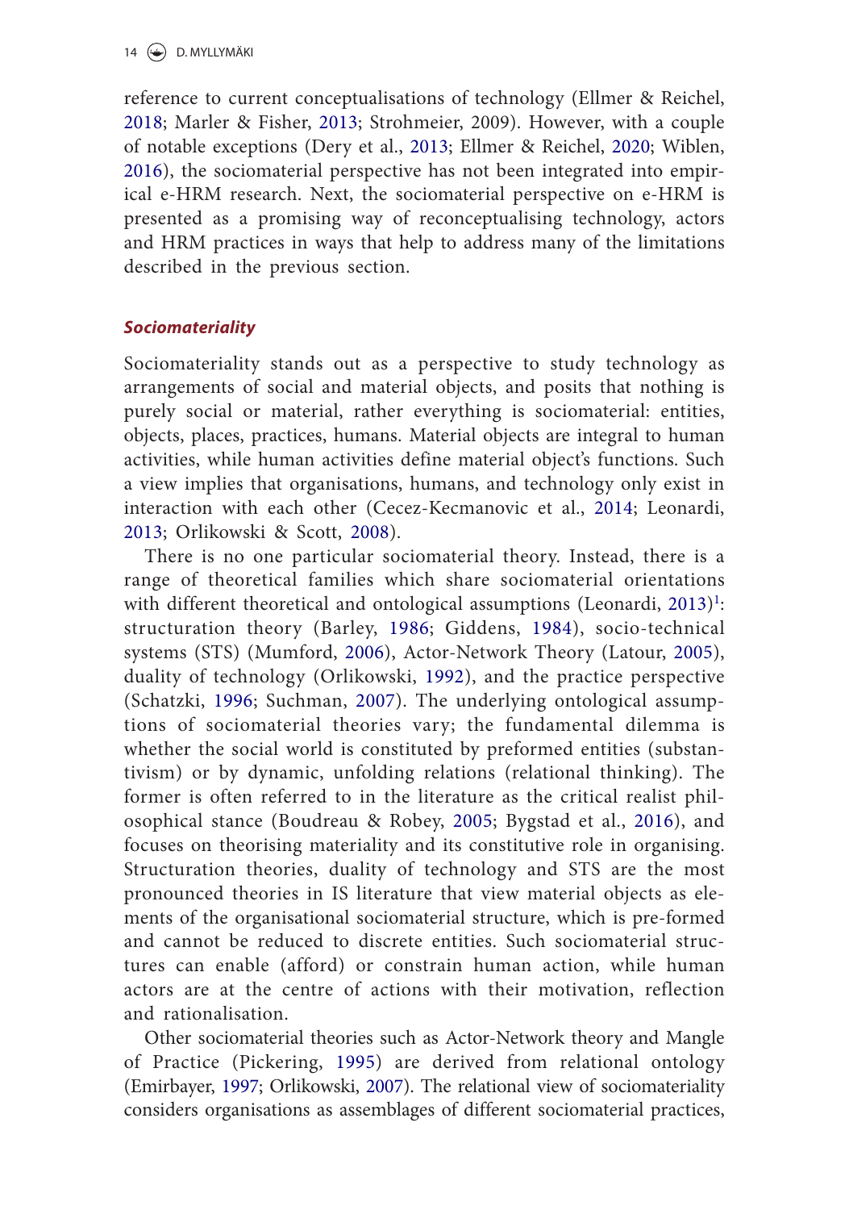reference to current conceptualisations of technology (Ellmer & Reichel, 2018; Marler & Fisher, 2013; Strohmeier, 2009). However, with a couple of notable exceptions (Dery et al., 2013; Ellmer & Reichel, 2020; Wiblen, 2016), the sociomaterial perspective has not been integrated into empirical e-HRM research. Next, the sociomaterial perspective on e-HRM is presented as a promising way of reconceptualising technology, actors and HRM practices in ways that help to address many of the limitations described in the previous section.

### *Sociomateriality*

Sociomateriality stands out as a perspective to study technology as arrangements of social and material objects, and posits that nothing is purely social or material, rather everything is sociomaterial: entities, objects, places, practices, humans. Material objects are integral to human activities, while human activities define material object's functions. Such a view implies that organisations, humans, and technology only exist in interaction with each other (Cecez-Kecmanovic et al., 2014; Leonardi, 2013; Orlikowski & Scott, 2008).

There is no one particular sociomaterial theory. Instead, there is a range of theoretical families which share sociomaterial orientations with different theoretical and ontological assumptions (Leonardi, 2013)[1]: structuration theory (Barley, 1986; Giddens, 1984), socio-technical systems (STS) (Mumford, 2006), Actor-Network Theory (Latour, 2005), duality of technology (Orlikowski, 1992), and the practice perspective (Schatzki, 1996; Suchman, 2007). The underlying ontological assumptions of sociomaterial theories vary; the fundamental dilemma is whether the social world is constituted by preformed entities (substantivism) or by dynamic, unfolding relations (relational thinking). The former is often referred to in the literature as the critical realist philosophical stance (Boudreau & Robey, 2005; Bygstad et al., 2016), and focuses on theorising materiality and its constitutive role in organising. Structuration theories, duality of technology and STS are the most pronounced theories in IS literature that view material objects as elements of the organisational sociomaterial structure, which is pre-formed and cannot be reduced to discrete entities. Such sociomaterial structures can enable (afford) or constrain human action, while human actors are at the centre of actions with their motivation, reflection and rationalisation.

Other sociomaterial theories such as Actor-Network theory and Mangle of Practice (Pickering, 1995) are derived from relational ontology (Emirbayer, 1997; Orlikowski, 2007). The relational view of sociomateriality considers organisations as assemblages of different sociomaterial practices,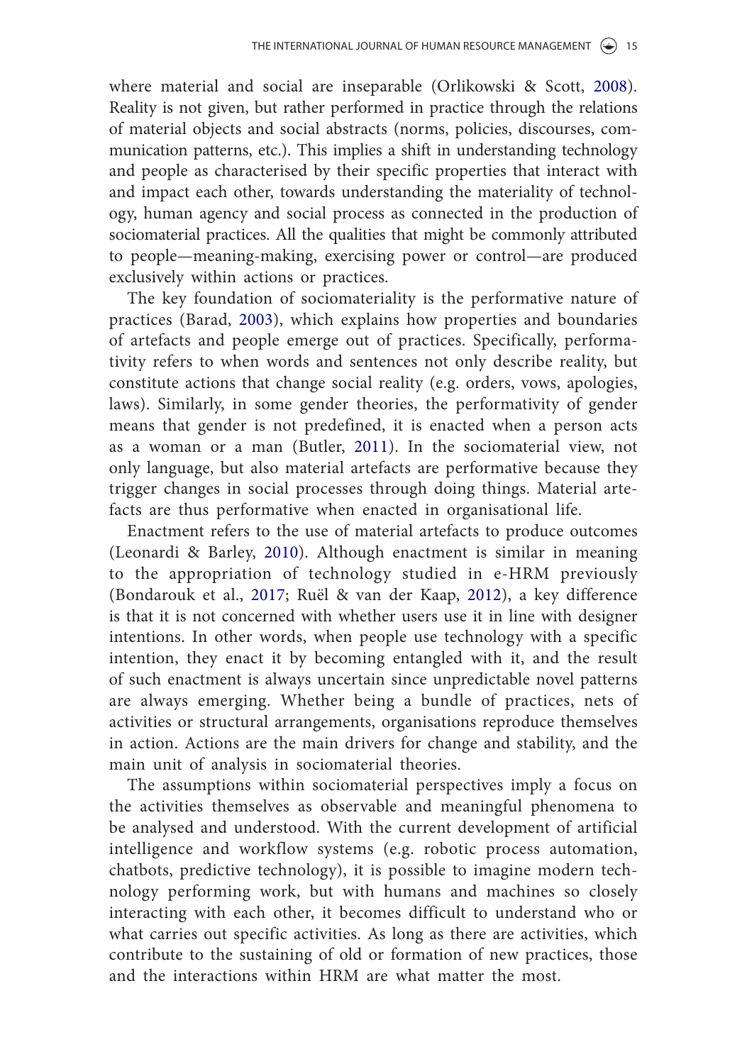where material and social are inseparable (Orlikowski & Scott, 2008). Reality is not given, but rather performed in practice through the relations of material objects and social abstracts (norms, policies, discourses, communication patterns, etc.). This implies a shift in understanding technology and people as characterised by their specific properties that interact with and impact each other, towards understanding the materiality of technology, human agency and social process as connected in the production of sociomaterial practices. All the qualities that might be commonly attributed to people—meaning-making, exercising power or control—are produced exclusively within actions or practices.

The key foundation of sociomateriality is the performative nature of practices (Barad, 2003), which explains how properties and boundaries of artefacts and people emerge out of practices. Specifically, performativity refers to when words and sentences not only describe reality, but constitute actions that change social reality (e.g. orders, vows, apologies, laws). Similarly, in some gender theories, the performativity of gender means that gender is not predefined, it is enacted when a person acts as a woman or a man (Butler, 2011). In the sociomaterial view, not only language, but also material artefacts are performative because they trigger changes in social processes through doing things. Material artefacts are thus performative when enacted in organisational life.

Enactment refers to the use of material artefacts to produce outcomes (Leonardi & Barley, 2010). Although enactment is similar in meaning to the appropriation of technology studied in e-HRM previously (Bondarouk et al., 2017; Ruël & van der Kaap, 2012), a key difference is that it is not concerned with whether users use it in line with designer intentions. In other words, when people use technology with a specific intention, they enact it by becoming entangled with it, and the result of such enactment is always uncertain since unpredictable novel patterns are always emerging. Whether being a bundle of practices, nets of activities or structural arrangements, organisations reproduce themselves in action. Actions are the main drivers for change and stability, and the main unit of analysis in sociomaterial theories.

The assumptions within sociomaterial perspectives imply a focus on the activities themselves as observable and meaningful phenomena to be analysed and understood. With the current development of artificial intelligence and workflow systems (e.g. robotic process automation, chatbots, predictive technology), it is possible to imagine modern technology performing work, but with humans and machines so closely interacting with each other, it becomes difficult to understand who or what carries out specific activities. As long as there are activities, which contribute to the sustaining of old or formation of new practices, those and the interactions within HRM are what matter the most.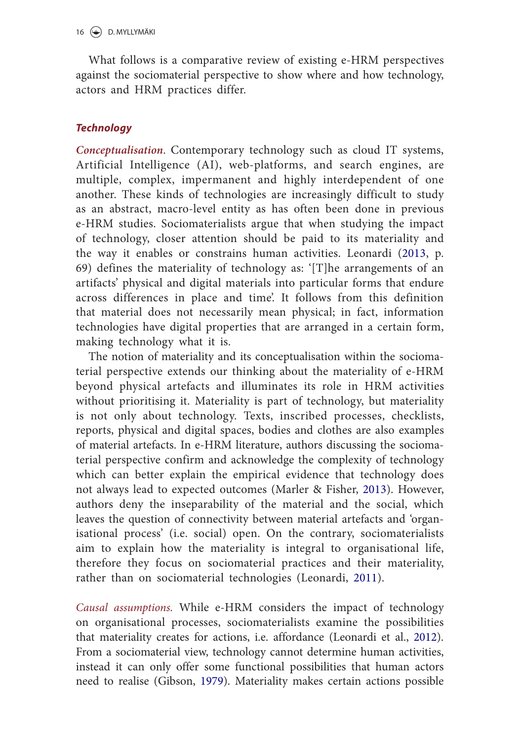What follows is a comparative review of existing e-HRM perspectives against the sociomaterial perspective to show where and how technology, actors and HRM practices differ.

### ***Technology***

***Conceptualisation***. Contemporary technology such as cloud IT systems, Artificial Intelligence (AI), web-platforms, and search engines, are multiple, complex, impermanent and highly interdependent of one another. These kinds of technologies are increasingly difficult to study as an abstract, macro-level entity as has often been done in previous e-HRM studies. Sociomaterialists argue that when studying the impact of technology, closer attention should be paid to its materiality and the way it enables or constrains human activities. Leonardi (2013, p. 69) defines the materiality of technology as: '[T]he arrangements of an artifacts' physical and digital materials into particular forms that endure across differences in place and time'. It follows from this definition that material does not necessarily mean physical; in fact, information technologies have digital properties that are arranged in a certain form, making technology what it is.

The notion of materiality and its conceptualisation within the sociomaterial perspective extends our thinking about the materiality of e-HRM beyond physical artefacts and illuminates its role in HRM activities without prioritising it. Materiality is part of technology, but materiality is not only about technology. Texts, inscribed processes, checklists, reports, physical and digital spaces, bodies and clothes are also examples of material artefacts. In e-HRM literature, authors discussing the sociomaterial perspective confirm and acknowledge the complexity of technology which can better explain the empirical evidence that technology does not always lead to expected outcomes (Marler & Fisher, 2013). However, authors deny the inseparability of the material and the social, which leaves the question of connectivity between material artefacts and 'organisational process' (i.e. social) open. On the contrary, sociomaterialists aim to explain how the materiality is integral to organisational life, therefore they focus on sociomaterial practices and their materiality, rather than on sociomaterial technologies (Leonardi, 2011).

*Causal assumptions*. While e-HRM considers the impact of technology on organisational processes, sociomaterialists examine the possibilities that materiality creates for actions, i.e. affordance (Leonardi et al., 2012). From a sociomaterial view, technology cannot determine human activities, instead it can only offer some functional possibilities that human actors need to realise (Gibson, 1979). Materiality makes certain actions possible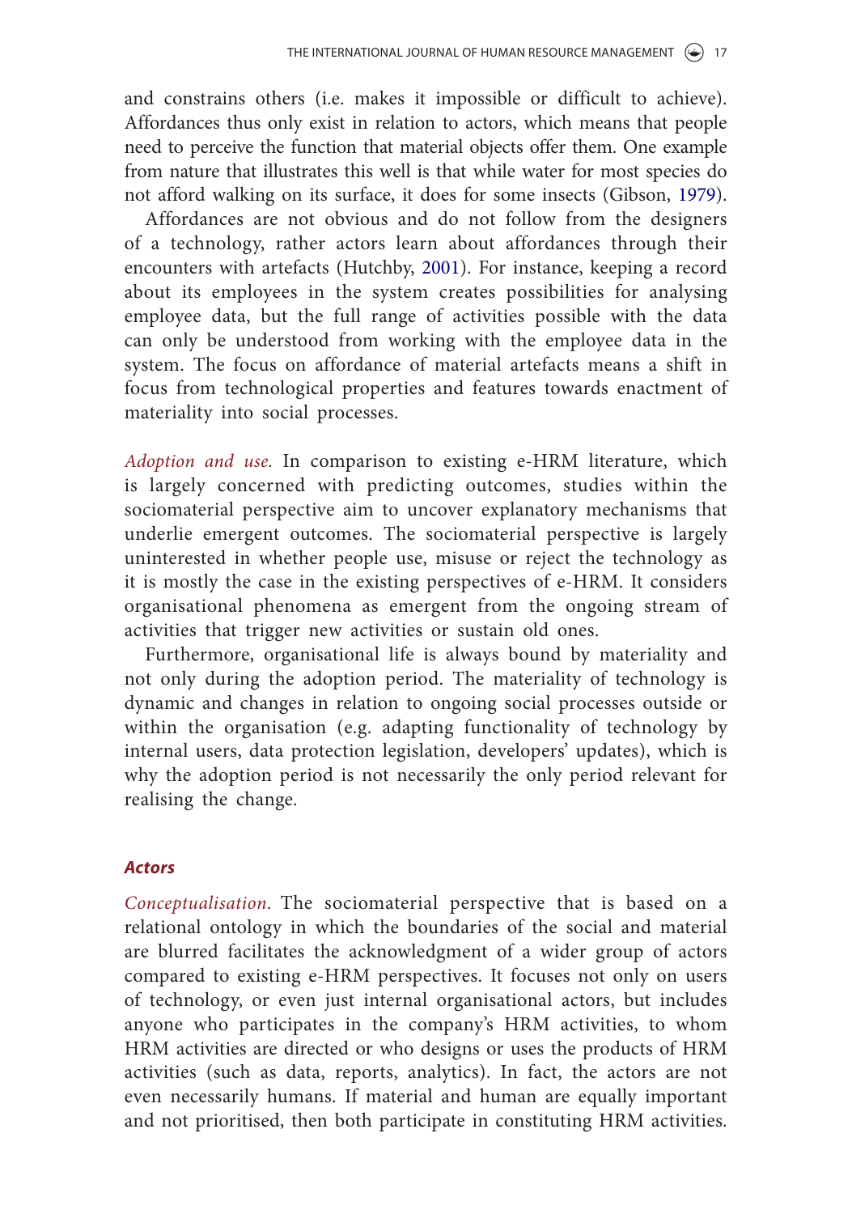and constrains others (i.e. makes it impossible or difficult to achieve). Affordances thus only exist in relation to actors, which means that people need to perceive the function that material objects offer them. One example from nature that illustrates this well is that while water for most species do not afford walking on its surface, it does for some insects (Gibson, 1979).

Affordances are not obvious and do not follow from the designers of a technology, rather actors learn about affordances through their encounters with artefacts (Hutchby, 2001). For instance, keeping a record about its employees in the system creates possibilities for analysing employee data, but the full range of activities possible with the data can only be understood from working with the employee data in the system. The focus on affordance of material artefacts means a shift in focus from technological properties and features towards enactment of materiality into social processes.

*Adoption and use.* In comparison to existing e-HRM literature, which is largely concerned with predicting outcomes, studies within the sociomaterial perspective aim to uncover explanatory mechanisms that underlie emergent outcomes. The sociomaterial perspective is largely uninterested in whether people use, misuse or reject the technology as it is mostly the case in the existing perspectives of e-HRM. It considers organisational phenomena as emergent from the ongoing stream of activities that trigger new activities or sustain old ones.

Furthermore, organisational life is always bound by materiality and not only during the adoption period. The materiality of technology is dynamic and changes in relation to ongoing social processes outside or within the organisation (e.g. adapting functionality of technology by internal users, data protection legislation, developers' updates), which is why the adoption period is not necessarily the only period relevant for realising the change.

### Actors

*Conceptualisation.* The sociomaterial perspective that is based on a relational ontology in which the boundaries of the social and material are blurred facilitates the acknowledgment of a wider group of actors compared to existing e-HRM perspectives. It focuses not only on users of technology, or even just internal organisational actors, but includes anyone who participates in the company's HRM activities, to whom HRM activities are directed or who designs or uses the products of HRM activities (such as data, reports, analytics). In fact, the actors are not even necessarily humans. If material and human are equally important and not prioritised, then both participate in constituting HRM activities.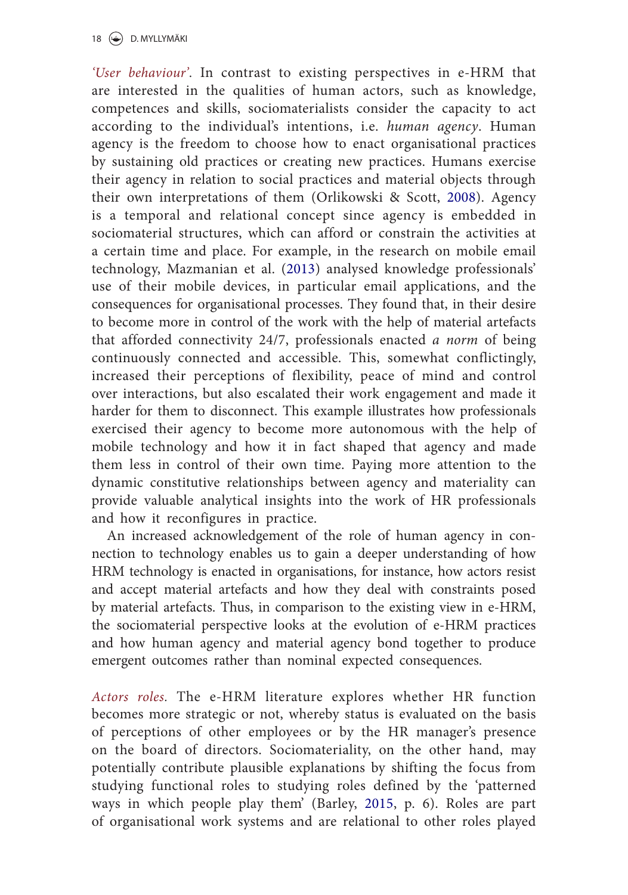*'User behaviour'*. In contrast to existing perspectives in e-HRM that are interested in the qualities of human actors, such as knowledge, competences and skills, sociomaterialists consider the capacity to act according to the individual's intentions, i.e. *human agency*. Human agency is the freedom to choose how to enact organisational practices by sustaining old practices or creating new practices. Humans exercise their agency in relation to social practices and material objects through their own interpretations of them (Orlikowski & Scott, 2008). Agency is a temporal and relational concept since agency is embedded in sociomaterial structures, which can afford or constrain the activities at a certain time and place. For example, in the research on mobile email technology, Mazmanian et al. (2013) analysed knowledge professionals' use of their mobile devices, in particular email applications, and the consequences for organisational processes. They found that, in their desire to become more in control of the work with the help of material artefacts that afforded connectivity 24/7, professionals enacted *a norm* of being continuously connected and accessible. This, somewhat conflictingly, increased their perceptions of flexibility, peace of mind and control over interactions, but also escalated their work engagement and made it harder for them to disconnect. This example illustrates how professionals exercised their agency to become more autonomous with the help of mobile technology and how it in fact shaped that agency and made them less in control of their own time. Paying more attention to the dynamic constitutive relationships between agency and materiality can provide valuable analytical insights into the work of HR professionals and how it reconfigures in practice.

An increased acknowledgement of the role of human agency in connection to technology enables us to gain a deeper understanding of how HRM technology is enacted in organisations, for instance, how actors resist and accept material artefacts and how they deal with constraints posed by material artefacts. Thus, in comparison to the existing view in e-HRM, the sociomaterial perspective looks at the evolution of e-HRM practices and how human agency and material agency bond together to produce emergent outcomes rather than nominal expected consequences.

*Actors roles.* The e-HRM literature explores whether HR function becomes more strategic or not, whereby status is evaluated on the basis of perceptions of other employees or by the HR manager's presence on the board of directors. Sociomateriality, on the other hand, may potentially contribute plausible explanations by shifting the focus from studying functional roles to studying roles defined by the 'patterned ways in which people play them' (Barley, 2015, p. 6). Roles are part of organisational work systems and are relational to other roles played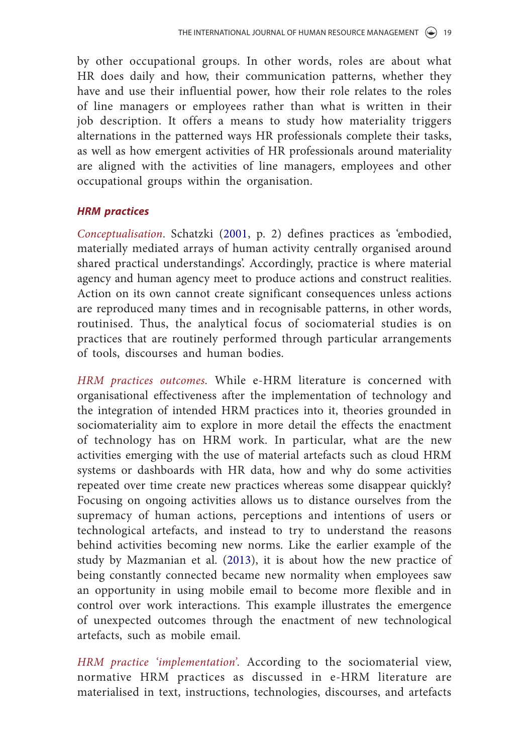by other occupational groups. In other words, roles are about what HR does daily and how, their communication patterns, whether they have and use their influential power, how their role relates to the roles of line managers or employees rather than what is written in their job description. It offers a means to study how materiality triggers alternations in the patterned ways HR professionals complete their tasks, as well as how emergent activities of HR professionals around materiality are aligned with the activities of line managers, employees and other occupational groups within the organisation.

### HRM practices

*Conceptualisation*. Schatzki (2001, p. 2) defines practices as 'embodied, materially mediated arrays of human activity centrally organised around shared practical understandings'. Accordingly, practice is where material agency and human agency meet to produce actions and construct realities. Action on its own cannot create significant consequences unless actions are reproduced many times and in recognisable patterns, in other words, routinised. Thus, the analytical focus of sociomaterial studies is on practices that are routinely performed through particular arrangements of tools, discourses and human bodies.

*HRM practices outcomes.* While e-HRM literature is concerned with organisational effectiveness after the implementation of technology and the integration of intended HRM practices into it, theories grounded in sociomateriality aim to explore in more detail the effects the enactment of technology has on HRM work. In particular, what are the new activities emerging with the use of material artefacts such as cloud HRM systems or dashboards with HR data, how and why do some activities repeated over time create new practices whereas some disappear quickly? Focusing on ongoing activities allows us to distance ourselves from the supremacy of human actions, perceptions and intentions of users or technological artefacts, and instead to try to understand the reasons behind activities becoming new norms. Like the earlier example of the study by Mazmanian et al. (2013), it is about how the new practice of being constantly connected became new normality when employees saw an opportunity in using mobile email to become more flexible and in control over work interactions. This example illustrates the emergence of unexpected outcomes through the enactment of new technological artefacts, such as mobile email.

*HRM practice 'implementation'.* According to the sociomaterial view, normative HRM practices as discussed in e-HRM literature are materialised in text, instructions, technologies, discourses, and artefacts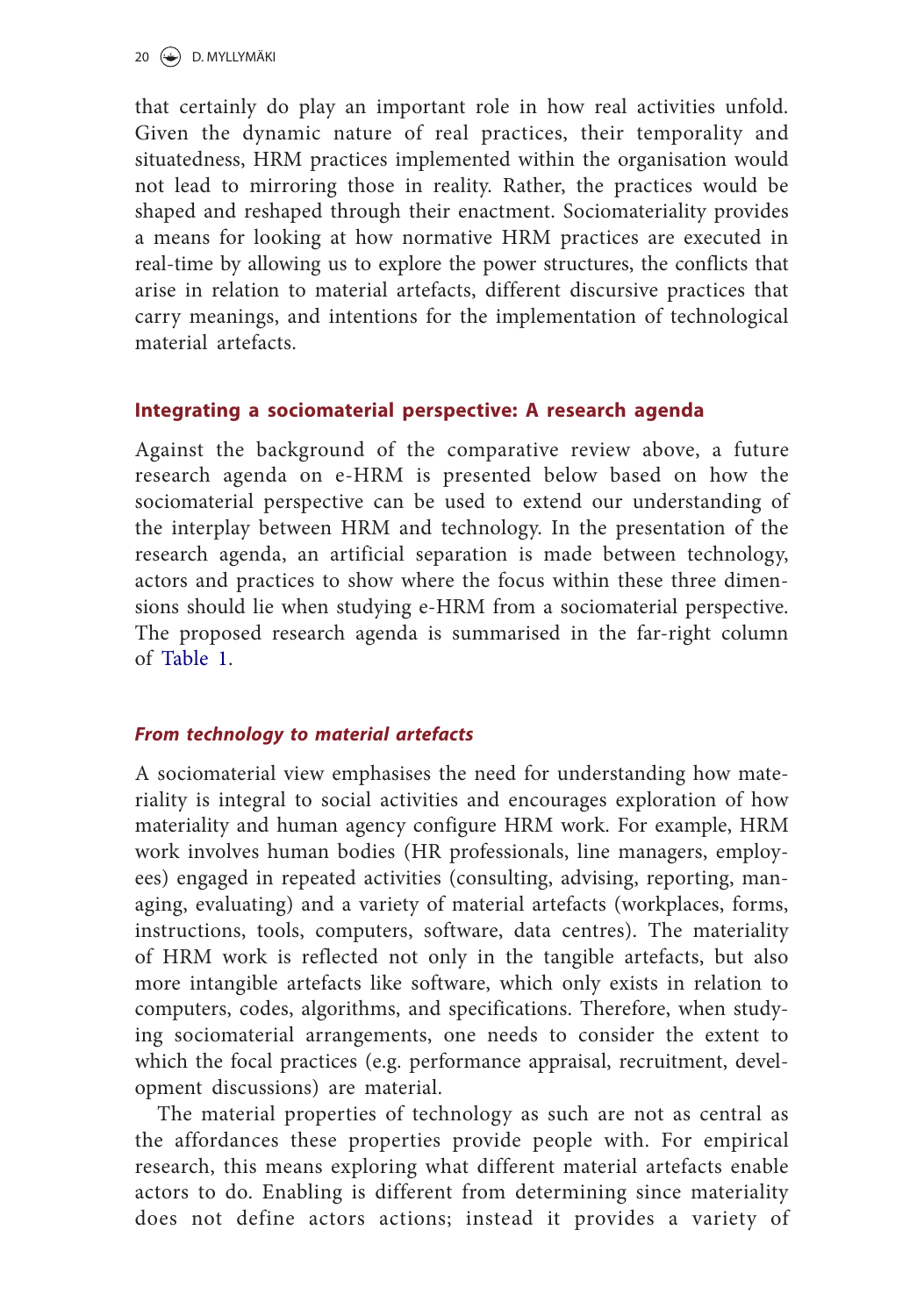that certainly do play an important role in how real activities unfold. Given the dynamic nature of real practices, their temporality and situatedness, HRM practices implemented within the organisation would not lead to mirroring those in reality. Rather, the practices would be shaped and reshaped through their enactment. Sociomateriality provides a means for looking at how normative HRM practices are executed in real-time by allowing us to explore the power structures, the conflicts that arise in relation to material artefacts, different discursive practices that carry meanings, and intentions for the implementation of technological material artefacts.

## Integrating a sociomaterial perspective: A research agenda

Against the background of the comparative review above, a future research agenda on e-HRM is presented below based on how the sociomaterial perspective can be used to extend our understanding of the interplay between HRM and technology. In the presentation of the research agenda, an artificial separation is made between technology, actors and practices to show where the focus within these three dimensions should lie when studying e-HRM from a sociomaterial perspective. The proposed research agenda is summarised in the far-right column of Table 1.

### *From technology to material artefacts*

A sociomaterial view emphasises the need for understanding how materiality is integral to social activities and encourages exploration of how materiality and human agency configure HRM work. For example, HRM work involves human bodies (HR professionals, line managers, employees) engaged in repeated activities (consulting, advising, reporting, managing, evaluating) and a variety of material artefacts (workplaces, forms, instructions, tools, computers, software, data centres). The materiality of HRM work is reflected not only in the tangible artefacts, but also more intangible artefacts like software, which only exists in relation to computers, codes, algorithms, and specifications. Therefore, when studying sociomaterial arrangements, one needs to consider the extent to which the focal practices (e.g. performance appraisal, recruitment, development discussions) are material.

The material properties of technology as such are not as central as the affordances these properties provide people with. For empirical research, this means exploring what different material artefacts enable actors to do. Enabling is different from determining since materiality does not define actors actions; instead it provides a variety of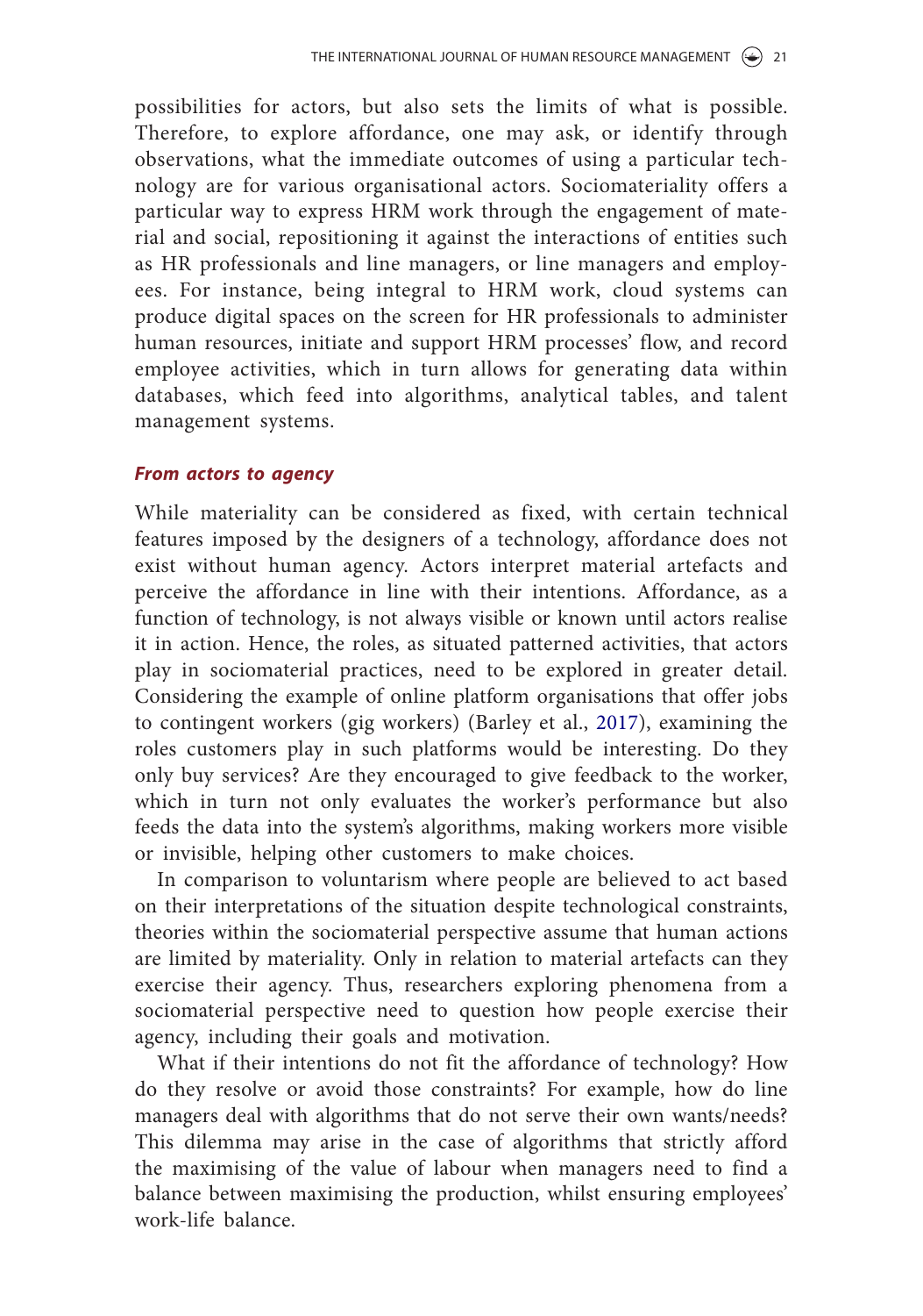possibilities for actors, but also sets the limits of what is possible. Therefore, to explore affordance, one may ask, or identify through observations, what the immediate outcomes of using a particular technology are for various organisational actors. Sociomateriality offers a particular way to express HRM work through the engagement of material and social, repositioning it against the interactions of entities such as HR professionals and line managers, or line managers and employees. For instance, being integral to HRM work, cloud systems can produce digital spaces on the screen for HR professionals to administer human resources, initiate and support HRM processes' flow, and record employee activities, which in turn allows for generating data within databases, which feed into algorithms, analytical tables, and talent management systems.

### *From actors to agency*

While materiality can be considered as fixed, with certain technical features imposed by the designers of a technology, affordance does not exist without human agency. Actors interpret material artefacts and perceive the affordance in line with their intentions. Affordance, as a function of technology, is not always visible or known until actors realise it in action. Hence, the roles, as situated patterned activities, that actors play in sociomaterial practices, need to be explored in greater detail. Considering the example of online platform organisations that offer jobs to contingent workers (gig workers) (Barley et al., 2017), examining the roles customers play in such platforms would be interesting. Do they only buy services? Are they encouraged to give feedback to the worker, which in turn not only evaluates the worker's performance but also feeds the data into the system's algorithms, making workers more visible or invisible, helping other customers to make choices.

In comparison to voluntarism where people are believed to act based on their interpretations of the situation despite technological constraints, theories within the sociomaterial perspective assume that human actions are limited by materiality. Only in relation to material artefacts can they exercise their agency. Thus, researchers exploring phenomena from a sociomaterial perspective need to question how people exercise their agency, including their goals and motivation.

What if their intentions do not fit the affordance of technology? How do they resolve or avoid those constraints? For example, how do line managers deal with algorithms that do not serve their own wants/needs? This dilemma may arise in the case of algorithms that strictly afford the maximising of the value of labour when managers need to find a balance between maximising the production, whilst ensuring employees' work-life balance.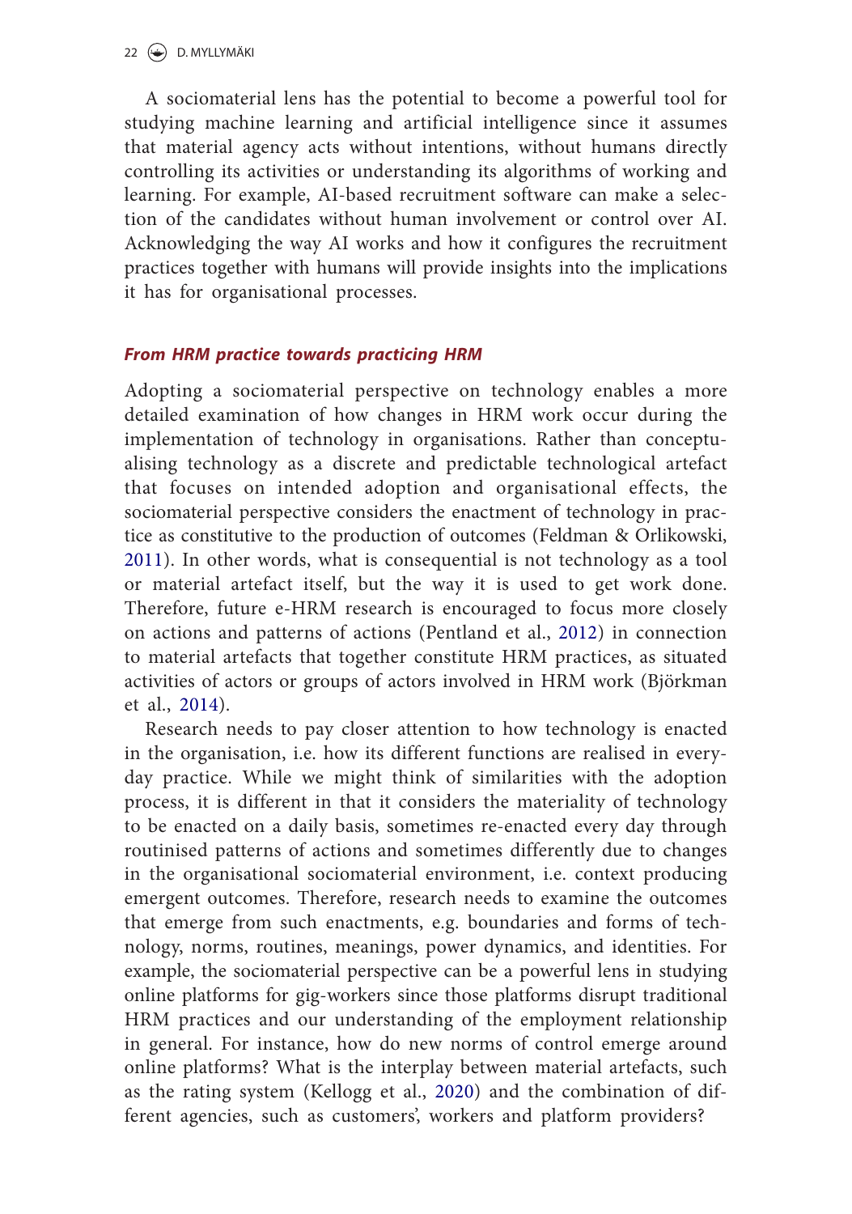A sociomaterial lens has the potential to become a powerful tool for studying machine learning and artificial intelligence since it assumes that material agency acts without intentions, without humans directly controlling its activities or understanding its algorithms of working and learning. For example, AI-based recruitment software can make a selection of the candidates without human involvement or control over AI. Acknowledging the way AI works and how it configures the recruitment practices together with humans will provide insights into the implications it has for organisational processes.

### *From HRM practice towards practicing HRM*

Adopting a sociomaterial perspective on technology enables a more detailed examination of how changes in HRM work occur during the implementation of technology in organisations. Rather than conceptualising technology as a discrete and predictable technological artefact that focuses on intended adoption and organisational effects, the sociomaterial perspective considers the enactment of technology in practice as constitutive to the production of outcomes (Feldman & Orlikowski, 2011). In other words, what is consequential is not technology as a tool or material artefact itself, but the way it is used to get work done. Therefore, future e-HRM research is encouraged to focus more closely on actions and patterns of actions (Pentland et al., 2012) in connection to material artefacts that together constitute HRM practices, as situated activities of actors or groups of actors involved in HRM work (Björkman et al., 2014).

Research needs to pay closer attention to how technology is enacted in the organisation, i.e. how its different functions are realised in everyday practice. While we might think of similarities with the adoption process, it is different in that it considers the materiality of technology to be enacted on a daily basis, sometimes re-enacted every day through routinised patterns of actions and sometimes differently due to changes in the organisational sociomaterial environment, i.e. context producing emergent outcomes. Therefore, research needs to examine the outcomes that emerge from such enactments, e.g. boundaries and forms of technology, norms, routines, meanings, power dynamics, and identities. For example, the sociomaterial perspective can be a powerful lens in studying online platforms for gig-workers since those platforms disrupt traditional HRM practices and our understanding of the employment relationship in general. For instance, how do new norms of control emerge around online platforms? What is the interplay between material artefacts, such as the rating system (Kellogg et al., 2020) and the combination of different agencies, such as customers', workers and platform providers?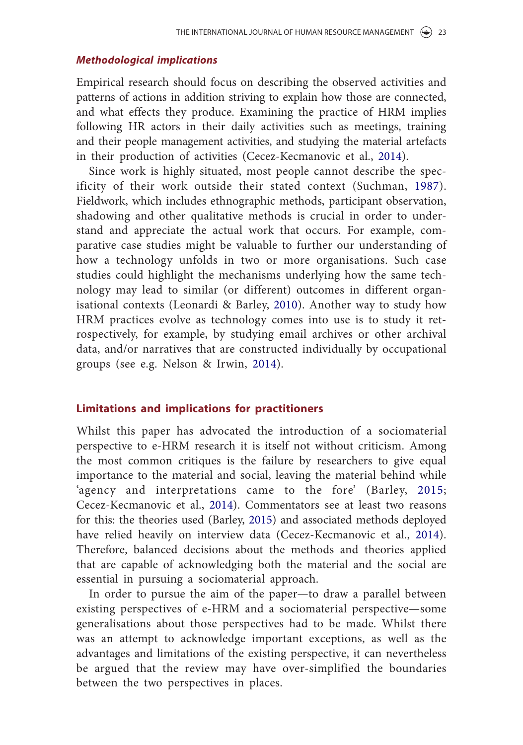### *Methodological implications*

Empirical research should focus on describing the observed activities and patterns of actions in addition striving to explain how those are connected, and what effects they produce. Examining the practice of HRM implies following HR actors in their daily activities such as meetings, training and their people management activities, and studying the material artefacts in their production of activities (Cecez-Kecmanovic et al., 2014).

Since work is highly situated, most people cannot describe the specificity of their work outside their stated context (Suchman, 1987). Fieldwork, which includes ethnographic methods, participant observation, shadowing and other qualitative methods is crucial in order to understand and appreciate the actual work that occurs. For example, comparative case studies might be valuable to further our understanding of how a technology unfolds in two or more organisations. Such case studies could highlight the mechanisms underlying how the same technology may lead to similar (or different) outcomes in different organisational contexts (Leonardi & Barley, 2010). Another way to study how HRM practices evolve as technology comes into use is to study it retrospectively, for example, by studying email archives or other archival data, and/or narratives that are constructed individually by occupational groups (see e.g. Nelson & Irwin, 2014).

## Limitations and implications for practitioners

Whilst this paper has advocated the introduction of a sociomaterial perspective to e-HRM research it is itself not without criticism. Among the most common critiques is the failure by researchers to give equal importance to the material and social, leaving the material behind while 'agency and interpretations came to the fore' (Barley, 2015; Cecez-Kecmanovic et al., 2014). Commentators see at least two reasons for this: the theories used (Barley, 2015) and associated methods deployed have relied heavily on interview data (Cecez-Kecmanovic et al., 2014). Therefore, balanced decisions about the methods and theories applied that are capable of acknowledging both the material and the social are essential in pursuing a sociomaterial approach.

In order to pursue the aim of the paper—to draw a parallel between existing perspectives of e-HRM and a sociomaterial perspective—some generalisations about those perspectives had to be made. Whilst there was an attempt to acknowledge important exceptions, as well as the advantages and limitations of the existing perspective, it can nevertheless be argued that the review may have over-simplified the boundaries between the two perspectives in places.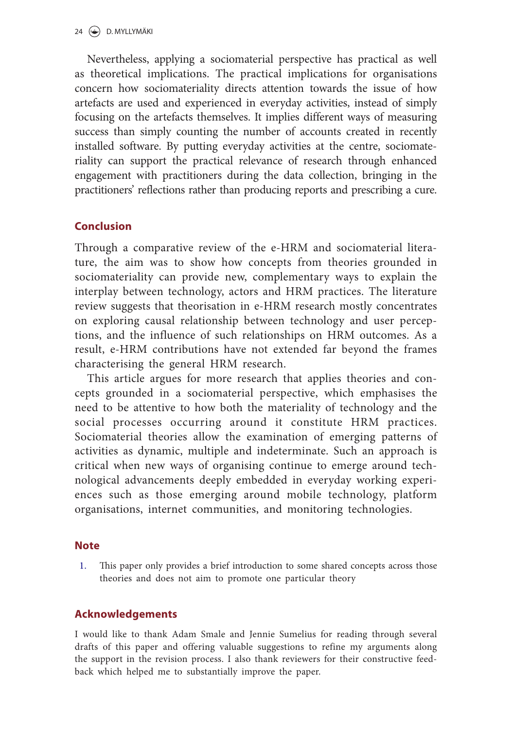Nevertheless, applying a sociomaterial perspective has practical as well as theoretical implications. The practical implications for organisations concern how sociomateriality directs attention towards the issue of how artefacts are used and experienced in everyday activities, instead of simply focusing on the artefacts themselves. It implies different ways of measuring success than simply counting the number of accounts created in recently installed software. By putting everyday activities at the centre, sociomateriality can support the practical relevance of research through enhanced engagement with practitioners during the data collection, bringing in the practitioners' reflections rather than producing reports and prescribing a cure.

## Conclusion

Through a comparative review of the e-HRM and sociomaterial literature, the aim was to show how concepts from theories grounded in sociomateriality can provide new, complementary ways to explain the interplay between technology, actors and HRM practices. The literature review suggests that theorisation in e-HRM research mostly concentrates on exploring causal relationship between technology and user perceptions, and the influence of such relationships on HRM outcomes. As a result, e-HRM contributions have not extended far beyond the frames characterising the general HRM research.

This article argues for more research that applies theories and concepts grounded in a sociomaterial perspective, which emphasises the need to be attentive to how both the materiality of technology and the social processes occurring around it constitute HRM practices. Sociomaterial theories allow the examination of emerging patterns of activities as dynamic, multiple and indeterminate. Such an approach is critical when new ways of organising continue to emerge around technological advancements deeply embedded in everyday working experiences such as those emerging around mobile technology, platform organisations, internet communities, and monitoring technologies.

## Note

1. This paper only provides a brief introduction to some shared concepts across those theories and does not aim to promote one particular theory

## Acknowledgements

I would like to thank Adam Smale and Jennie Sumelius for reading through several drafts of this paper and offering valuable suggestions to refine my arguments along the support in the revision process. I also thank reviewers for their constructive feedback which helped me to substantially improve the paper.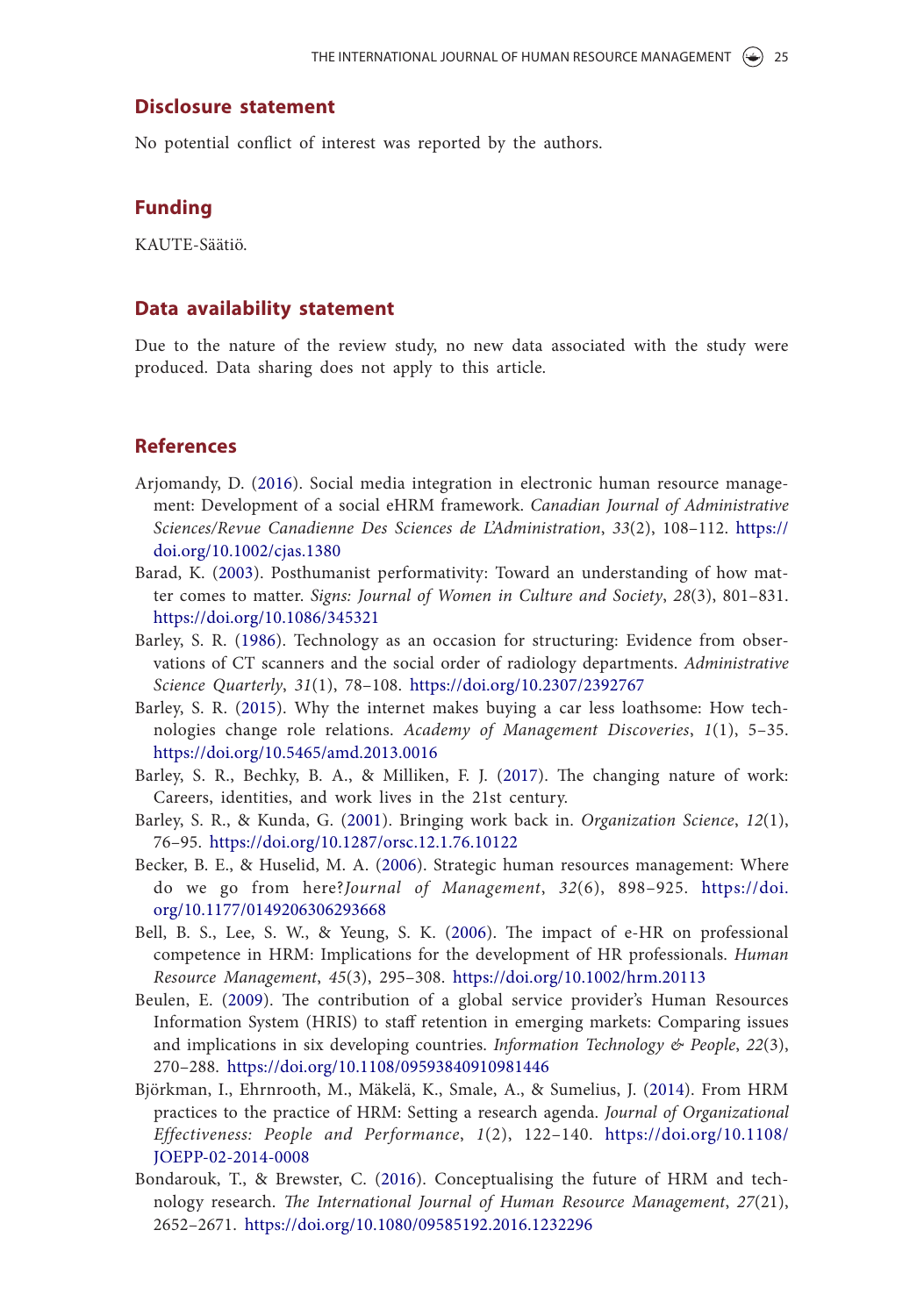## Disclosure statement

No potential conflict of interest was reported by the authors.

## Funding

KAUTE-Säätiö.

## Data availability statement

Due to the nature of the review study, no new data associated with the study were produced. Data sharing does not apply to this article.

## References

Arjomandy, D. (2016). Social media integration in electronic human resource management: Development of a social eHRM framework. *Canadian Journal of Administrative Sciences/Revue Canadienne Des Sciences de L'Administration*, *33*(2), 108–112. https://doi.org/10.1002/cjas.1380

Barad, K. (2003). Posthumanist performativity: Toward an understanding of how matter comes to matter. *Signs: Journal of Women in Culture and Society*, *28*(3), 801–831. https://doi.org/10.1086/345321

Barley, S. R. (1986). Technology as an occasion for structuring: Evidence from observations of CT scanners and the social order of radiology departments. *Administrative Science Quarterly*, *31*(1), 78–108. https://doi.org/10.2307/2392767

Barley, S. R. (2015). Why the internet makes buying a car less loathsome: How technologies change role relations. *Academy of Management Discoveries*, *1*(1), 5–35. https://doi.org/10.5465/amd.2013.0016

Barley, S. R., Bechky, B. A., & Milliken, F. J. (2017). The changing nature of work: Careers, identities, and work lives in the 21st century.

Barley, S. R., & Kunda, G. (2001). Bringing work back in. *Organization Science*, *12*(1), 76–95. https://doi.org/10.1287/orsc.12.1.76.10122

Becker, B. E., & Huselid, M. A. (2006). Strategic human resources management: Where do we go from here?*Journal of Management*, *32*(6), 898–925. https://doi.org/10.1177/0149206306293668

Bell, B. S., Lee, S. W., & Yeung, S. K. (2006). The impact of e-HR on professional competence in HRM: Implications for the development of HR professionals. *Human Resource Management*, *45*(3), 295–308. https://doi.org/10.1002/hrm.20113

Beulen, E. (2009). The contribution of a global service provider's Human Resources Information System (HRIS) to staff retention in emerging markets: Comparing issues and implications in six developing countries. *Information Technology & People*, *22*(3), 270–288. https://doi.org/10.1108/09593840910981446

Björkman, I., Ehrnrooth, M., Mäkelä, K., Smale, A., & Sumelius, J. (2014). From HRM practices to the practice of HRM: Setting a research agenda. *Journal of Organizational Effectiveness: People and Performance*, *1*(2), 122–140. https://doi.org/10.1108/JOEPP-02-2014-0008

Bondarouk, T., & Brewster, C. (2016). Conceptualising the future of HRM and technology research. *The International Journal of Human Resource Management*, *27*(21), 2652–2671. https://doi.org/10.1080/09585192.2016.1232296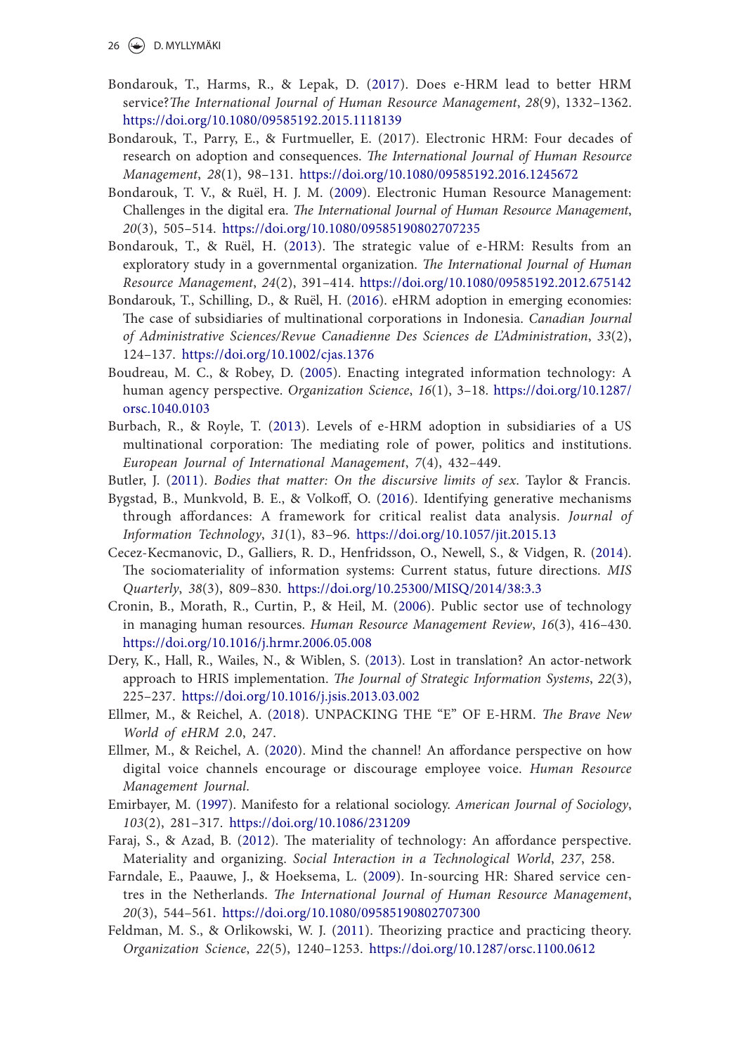Bondarouk, T., Harms, R., & Lepak, D. (2017). Does e-HRM lead to better HRM service?*The International Journal of Human Resource Management*, *28*(9), 1332–1362. https://doi.org/10.1080/09585192.2015.1118139

Bondarouk, T., Parry, E., & Furtmueller, E. (2017). Electronic HRM: Four decades of research on adoption and consequences. *The International Journal of Human Resource Management*, *28*(1), 98–131. https://doi.org/10.1080/09585192.2016.1245672

Bondarouk, T. V., & Ruël, H. J. M. (2009). Electronic Human Resource Management: Challenges in the digital era. *The International Journal of Human Resource Management*, *20*(3), 505–514. https://doi.org/10.1080/09585190802707235

Bondarouk, T., & Ruël, H. (2013). The strategic value of e-HRM: Results from an exploratory study in a governmental organization. *The International Journal of Human Resource Management*, *24*(2), 391–414. https://doi.org/10.1080/09585192.2012.675142

Bondarouk, T., Schilling, D., & Ruël, H. (2016). eHRM adoption in emerging economies: The case of subsidiaries of multinational corporations in Indonesia. *Canadian Journal of Administrative Sciences/Revue Canadienne Des Sciences de L'Administration*, *33*(2), 124–137. https://doi.org/10.1002/cjas.1376

Boudreau, M. C., & Robey, D. (2005). Enacting integrated information technology: A human agency perspective. *Organization Science*, *16*(1), 3–18. https://doi.org/10.1287/orsc.1040.0103

Burbach, R., & Royle, T. (2013). Levels of e-HRM adoption in subsidiaries of a US multinational corporation: The mediating role of power, politics and institutions. *European Journal of International Management*, *7*(4), 432–449.

Butler, J. (2011). *Bodies that matter: On the discursive limits of sex*. Taylor & Francis.

Bygstad, B., Munkvold, B. E., & Volkoff, O. (2016). Identifying generative mechanisms through affordances: A framework for critical realist data analysis. *Journal of Information Technology*, *31*(1), 83–96. https://doi.org/10.1057/jit.2015.13

Cecez-Kecmanovic, D., Galliers, R. D., Henfridsson, O., Newell, S., & Vidgen, R. (2014). The sociomateriality of information systems: Current status, future directions. *MIS Quarterly*, *38*(3), 809–830. https://doi.org/10.25300/MISQ/2014/38:3.3

Cronin, B., Morath, R., Curtin, P., & Heil, M. (2006). Public sector use of technology in managing human resources. *Human Resource Management Review*, *16*(3), 416–430. https://doi.org/10.1016/j.hrmr.2006.05.008

Dery, K., Hall, R., Wailes, N., & Wiblen, S. (2013). Lost in translation? An actor-network approach to HRIS implementation. *The Journal of Strategic Information Systems*, *22*(3), 225–237. https://doi.org/10.1016/j.jsis.2013.03.002

Ellmer, M., & Reichel, A. (2018). UNPACKING THE "E" OF E-HRM. *The Brave New World of eHRM 2.*0, 247.

Ellmer, M., & Reichel, A. (2020). Mind the channel! An affordance perspective on how digital voice channels encourage or discourage employee voice. *Human Resource Management Journal*.

Emirbayer, M. (1997). Manifesto for a relational sociology. *American Journal of Sociology*, *103*(2), 281–317. https://doi.org/10.1086/231209

Faraj, S., & Azad, B. (2012). The materiality of technology: An affordance perspective. Materiality and organizing. *Social Interaction in a Technological World*, *237*, 258.

Farndale, E., Paauwe, J., & Hoeksema, L. (2009). In-sourcing HR: Shared service centres in the Netherlands. *The International Journal of Human Resource Management*, *20*(3), 544–561. https://doi.org/10.1080/09585190802707300

Feldman, M. S., & Orlikowski, W. J. (2011). Theorizing practice and practicing theory. *Organization Science*, *22*(5), 1240–1253. https://doi.org/10.1287/orsc.1100.0612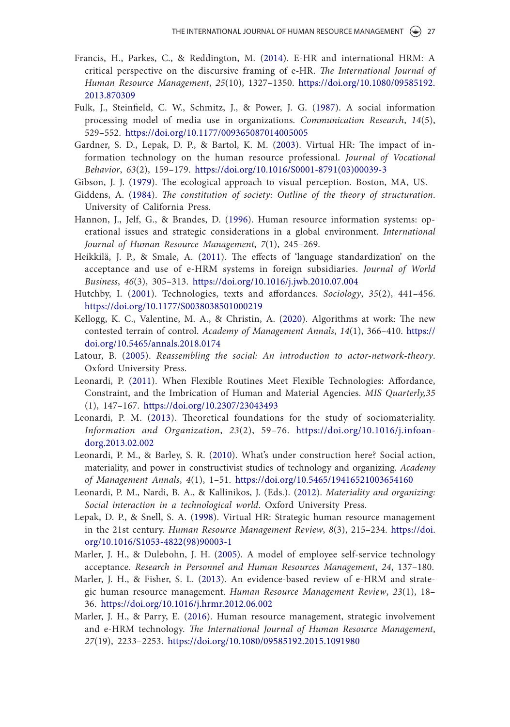Francis, H., Parkes, C., & Reddington, M. (2014). E-HR and international HRM: A critical perspective on the discursive framing of e-HR. *The International Journal of Human Resource Management*, *25*(10), 1327–1350. https://doi.org/10.1080/09585192.2013.870309

Fulk, J., Steinfield, C. W., Schmitz, J., & Power, J. G. (1987). A social information processing model of media use in organizations. *Communication Research*, *14*(5), 529–552. https://doi.org/10.1177/009365087014005005

Gardner, S. D., Lepak, D. P., & Bartol, K. M. (2003). Virtual HR: The impact of information technology on the human resource professional. *Journal of Vocational Behavior*, *63*(2), 159–179. https://doi.org/10.1016/S0001-8791(03)00039-3

Gibson, J. J. (1979). The ecological approach to visual perception. Boston, MA, US.

Giddens, A. (1984). *The constitution of society: Outline of the theory of structuration*. University of California Press.

Hannon, J., Jelf, G., & Brandes, D. (1996). Human resource information systems: operational issues and strategic considerations in a global environment. *International Journal of Human Resource Management*, *7*(1), 245–269.

Heikkilä, J. P., & Smale, A. (2011). The effects of 'language standardization' on the acceptance and use of e-HRM systems in foreign subsidiaries. *Journal of World Business*, *46*(3), 305–313. https://doi.org/10.1016/j.jwb.2010.07.004

Hutchby, I. (2001). Technologies, texts and affordances. *Sociology*, *35*(2), 441–456. https://doi.org/10.1177/S0038038501000219

Kellogg, K. C., Valentine, M. A., & Christin, A. (2020). Algorithms at work: The new contested terrain of control. *Academy of Management Annals*, *14*(1), 366–410. https://doi.org/10.5465/annals.2018.0174

Latour, B. (2005). *Reassembling the social: An introduction to actor-network-theory*. Oxford University Press.

Leonardi, P. (2011). When Flexible Routines Meet Flexible Technologies: Affordance, Constraint, and the Imbrication of Human and Material Agencies. *MIS Quarterly,35* (1), 147–167. https://doi.org/10.2307/23043493

Leonardi, P. M. (2013). Theoretical foundations for the study of sociomateriality. *Information and Organization*, *23*(2), 59–76. https://doi.org/10.1016/j.infoandorg.2013.02.002

Leonardi, P. M., & Barley, S. R. (2010). What's under construction here? Social action, materiality, and power in constructivist studies of technology and organizing. *Academy of Management Annals*, *4*(1), 1–51. https://doi.org/10.5465/19416521003654160

Leonardi, P. M., Nardi, B. A., & Kallinikos, J. (Eds.). (2012). *Materiality and organizing: Social interaction in a technological world*. Oxford University Press.

Lepak, D. P., & Snell, S. A. (1998). Virtual HR: Strategic human resource management in the 21st century. *Human Resource Management Review*, *8*(3), 215–234. https://doi.org/10.1016/S1053-4822(98)90003-1

Marler, J. H., & Dulebohn, J. H. (2005). A model of employee self-service technology acceptance. *Research in Personnel and Human Resources Management*, *24*, 137–180.

Marler, J. H., & Fisher, S. L. (2013). An evidence-based review of e-HRM and strategic human resource management. *Human Resource Management Review*, *23*(1), 18–36. https://doi.org/10.1016/j.hrmr.2012.06.002

Marler, J. H., & Parry, E. (2016). Human resource management, strategic involvement and e-HRM technology. *The International Journal of Human Resource Management*, *27*(19), 2233–2253. https://doi.org/10.1080/09585192.2015.1091980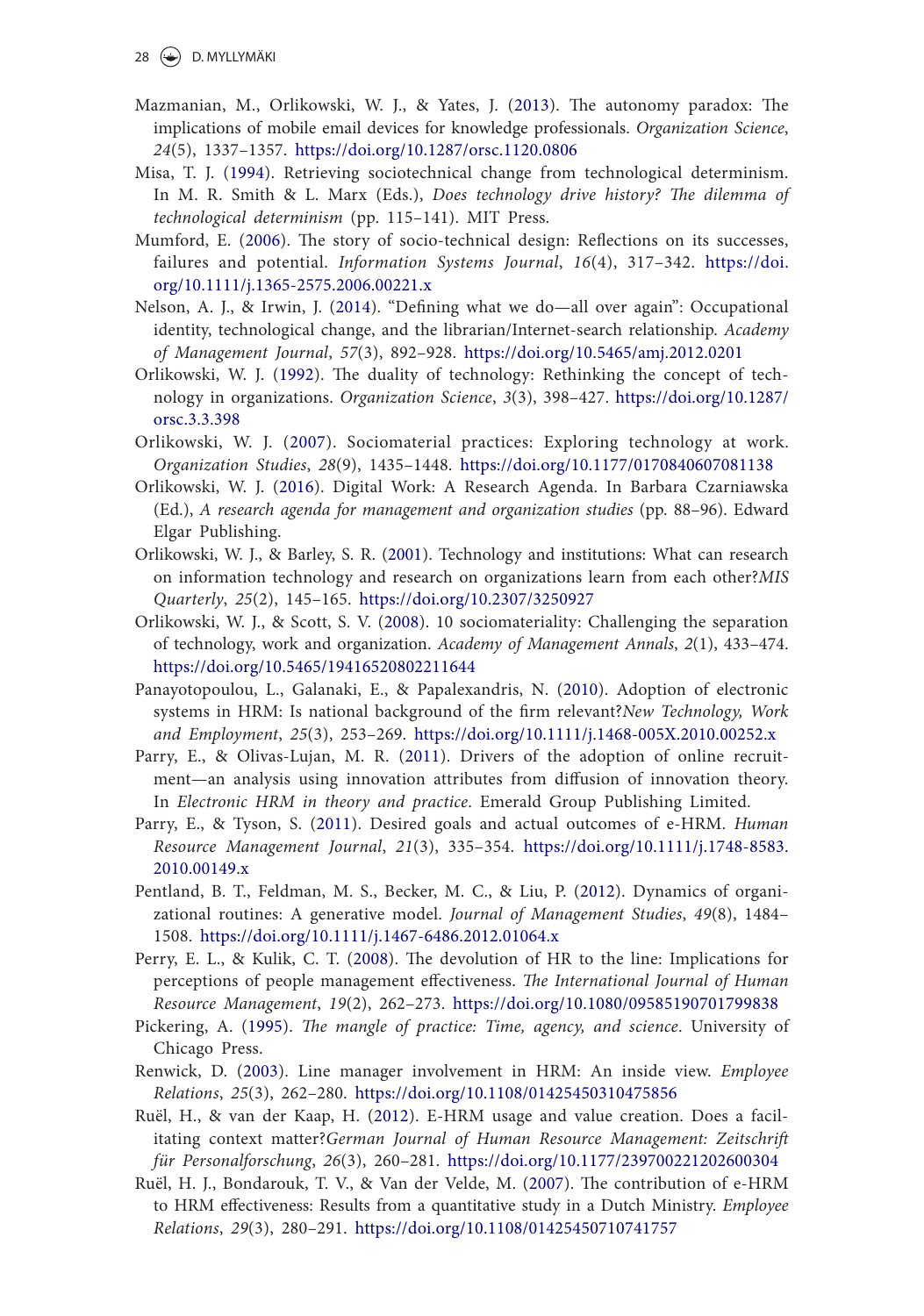Mazmanian, M., Orlikowski, W. J., & Yates, J. (2013). The autonomy paradox: The implications of mobile email devices for knowledge professionals. *Organization Science*, *24*(5), 1337–1357. https://doi.org/10.1287/orsc.1120.0806

Misa, T. J. (1994). Retrieving sociotechnical change from technological determinism. In M. R. Smith & L. Marx (Eds.), *Does technology drive history? The dilemma of technological determinism* (pp. 115–141). MIT Press.

Mumford, E. (2006). The story of socio-technical design: Reflections on its successes, failures and potential. *Information Systems Journal*, *16*(4), 317–342. https://doi.org/10.1111/j.1365-2575.2006.00221.x

Nelson, A. J., & Irwin, J. (2014). "Defining what we do—all over again": Occupational identity, technological change, and the librarian/Internet-search relationship. *Academy of Management Journal*, *57*(3), 892–928. https://doi.org/10.5465/amj.2012.0201

Orlikowski, W. J. (1992). The duality of technology: Rethinking the concept of technology in organizations. *Organization Science*, *3*(3), 398–427. https://doi.org/10.1287/orsc.3.3.398

Orlikowski, W. J. (2007). Sociomaterial practices: Exploring technology at work. *Organization Studies*, *28*(9), 1435–1448. https://doi.org/10.1177/0170840607081138

Orlikowski, W. J. (2016). Digital Work: A Research Agenda. In Barbara Czarniawska (Ed.), *A research agenda for management and organization studies* (pp. 88–96). Edward Elgar Publishing.

Orlikowski, W. J., & Barley, S. R. (2001). Technology and institutions: What can research on information technology and research on organizations learn from each other?*MIS Quarterly*, *25*(2), 145–165. https://doi.org/10.2307/3250927

Orlikowski, W. J., & Scott, S. V. (2008). 10 sociomateriality: Challenging the separation of technology, work and organization. *Academy of Management Annals*, *2*(1), 433–474. https://doi.org/10.5465/19416520802211644

Panayotopoulou, L., Galanaki, E., & Papalexandris, N. (2010). Adoption of electronic systems in HRM: Is national background of the firm relevant?*New Technology, Work and Employment*, *25*(3), 253–269. https://doi.org/10.1111/j.1468-005X.2010.00252.x

Parry, E., & Olivas-Lujan, M. R. (2011). Drivers of the adoption of online recruitment—an analysis using innovation attributes from diffusion of innovation theory. In *Electronic HRM in theory and practice*. Emerald Group Publishing Limited.

Parry, E., & Tyson, S. (2011). Desired goals and actual outcomes of e-HRM. *Human Resource Management Journal*, *21*(3), 335–354. https://doi.org/10.1111/j.1748-8583.2010.00149.x

Pentland, B. T., Feldman, M. S., Becker, M. C., & Liu, P. (2012). Dynamics of organizational routines: A generative model. *Journal of Management Studies*, *49*(8), 1484–1508. https://doi.org/10.1111/j.1467-6486.2012.01064.x

Perry, E. L., & Kulik, C. T. (2008). The devolution of HR to the line: Implications for perceptions of people management effectiveness. *The International Journal of Human Resource Management*, *19*(2), 262–273. https://doi.org/10.1080/09585190701799838

Pickering, A. (1995). *The mangle of practice: Time, agency, and science*. University of Chicago Press.

Renwick, D. (2003). Line manager involvement in HRM: An inside view. *Employee Relations*, *25*(3), 262–280. https://doi.org/10.1108/01425450310475856

Ruël, H., & van der Kaap, H. (2012). E-HRM usage and value creation. Does a facilitating context matter?*German Journal of Human Resource Management: Zeitschrift für Personalforschung*, *26*(3), 260–281. https://doi.org/10.1177/239700221202600304

Ruël, H. J., Bondarouk, T. V., & Van der Velde, M. (2007). The contribution of e-HRM to HRM effectiveness: Results from a quantitative study in a Dutch Ministry. *Employee Relations*, *29*(3), 280–291. https://doi.org/10.1108/01425450710741757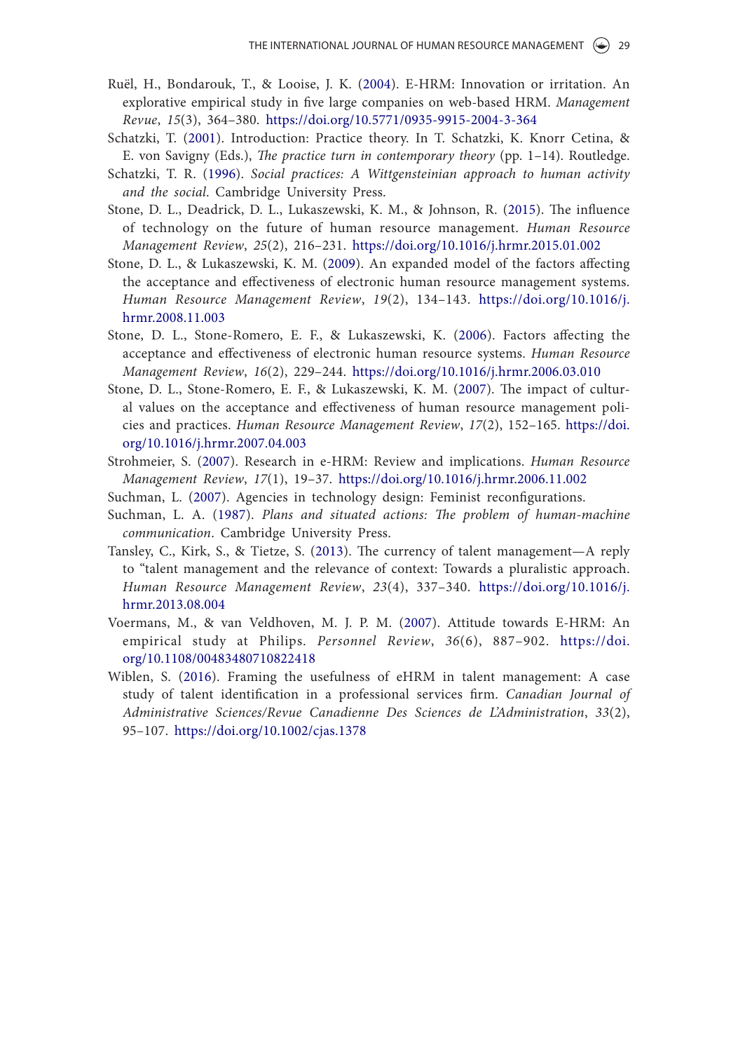Ruël, H., Bondarouk, T., & Looise, J. K. (2004). E-HRM: Innovation or irritation. An explorative empirical study in five large companies on web-based HRM. *Management Revue*, *15*(3), 364–380. https://doi.org/10.5771/0935-9915-2004-3-364

Schatzki, T. (2001). Introduction: Practice theory. In T. Schatzki, K. Knorr Cetina, & E. von Savigny (Eds.), *The practice turn in contemporary theory* (pp. 1–14). Routledge.

Schatzki, T. R. (1996). *Social practices: A Wittgensteinian approach to human activity and the social*. Cambridge University Press.

Stone, D. L., Deadrick, D. L., Lukaszewski, K. M., & Johnson, R. (2015). The influence of technology on the future of human resource management. *Human Resource Management Review*, *25*(2), 216–231. https://doi.org/10.1016/j.hrmr.2015.01.002

Stone, D. L., & Lukaszewski, K. M. (2009). An expanded model of the factors affecting the acceptance and effectiveness of electronic human resource management systems. *Human Resource Management Review*, *19*(2), 134–143. https://doi.org/10.1016/j.hrmr.2008.11.003

Stone, D. L., Stone-Romero, E. F., & Lukaszewski, K. (2006). Factors affecting the acceptance and effectiveness of electronic human resource systems. *Human Resource Management Review*, *16*(2), 229–244. https://doi.org/10.1016/j.hrmr.2006.03.010

Stone, D. L., Stone-Romero, E. F., & Lukaszewski, K. M. (2007). The impact of cultural values on the acceptance and effectiveness of human resource management policies and practices. *Human Resource Management Review*, *17*(2), 152–165. https://doi.org/10.1016/j.hrmr.2007.04.003

Strohmeier, S. (2007). Research in e-HRM: Review and implications. *Human Resource Management Review*, *17*(1), 19–37. https://doi.org/10.1016/j.hrmr.2006.11.002

Suchman, L. (2007). Agencies in technology design: Feminist reconfigurations.

Suchman, L. A. (1987). *Plans and situated actions: The problem of human-machine communication*. Cambridge University Press.

Tansley, C., Kirk, S., & Tietze, S. (2013). The currency of talent management—A reply to "talent management and the relevance of context: Towards a pluralistic approach. *Human Resource Management Review*, *23*(4), 337–340. https://doi.org/10.1016/j.hrmr.2013.08.004

Voermans, M., & van Veldhoven, M. J. P. M. (2007). Attitude towards E-HRM: An empirical study at Philips. *Personnel Review*, *36*(6), 887–902. https://doi.org/10.1108/00483480710822418

Wiblen, S. (2016). Framing the usefulness of eHRM in talent management: A case study of talent identification in a professional services firm. *Canadian Journal of Administrative Sciences/Revue Canadienne Des Sciences de L'Administration*, *33*(2), 95–107. https://doi.org/10.1002/cjas.1378